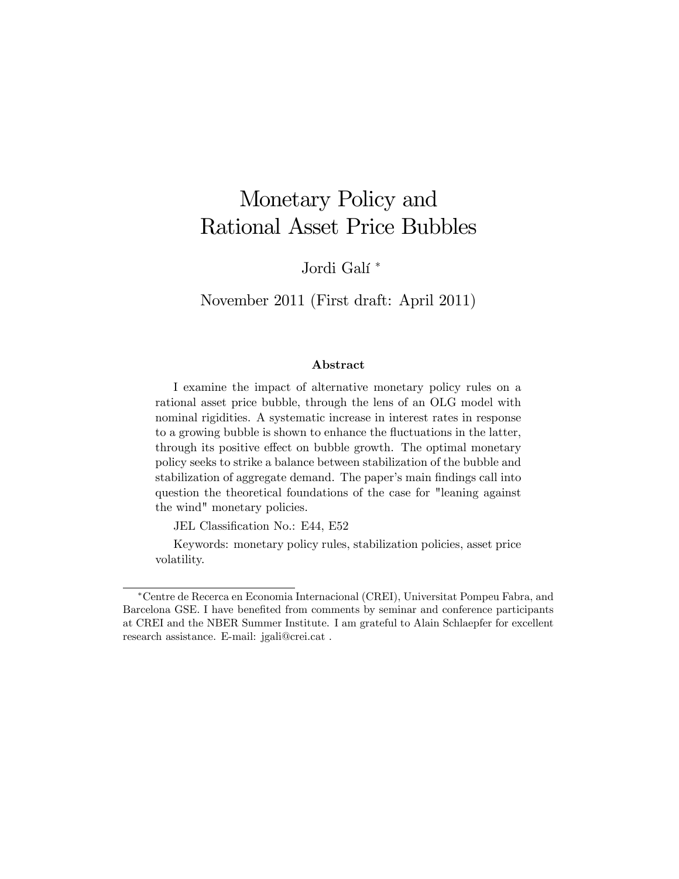# Monetary Policy and Rational Asset Price Bubbles

Jordi Galí [*]

November 2011 (First draft: April 2011)

### Abstract

I examine the impact of alternative monetary policy rules on a rational asset price bubble, through the lens of an OLG model with nominal rigidities. A systematic increase in interest rates in response to a growing bubble is shown to enhance the fluctuations in the latter, through its positive effect on bubble growth. The optimal monetary policy seeks to strike a balance between stabilization of the bubble and stabilization of aggregate demand. The paper's main findings call into question the theoretical foundations of the case for "leaning against the wind" monetary policies.

JEL Classification No.: E44, E52

Keywords: monetary policy rules, stabilization policies, asset price volatility.

---

[*] Centre de Recerca en Economia Internacional (CREI), Universitat Pompeu Fabra, and Barcelona GSE. I have benefited from comments by seminar and conference participants at CREI and the NBER Summer Institute. I am grateful to Alain Schlaepfer for excellent research assistance. E-mail: jgali@crei.cat .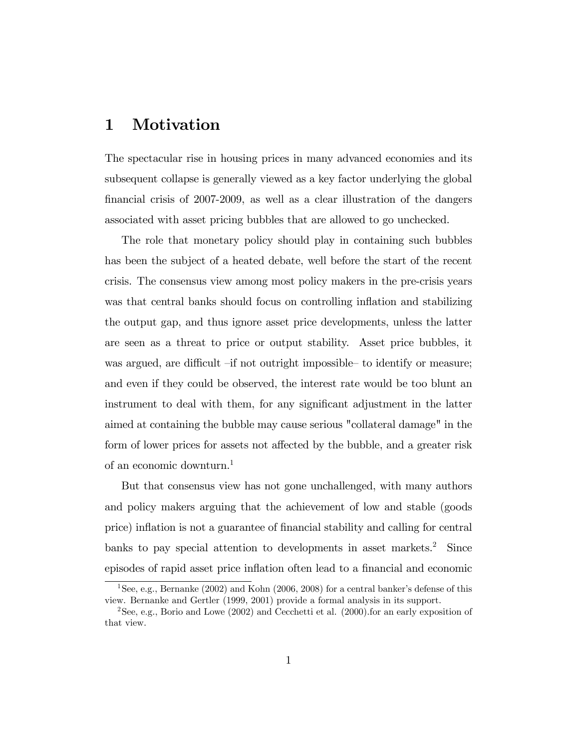# 1 Motivation

The spectacular rise in housing prices in many advanced economies and its subsequent collapse is generally viewed as a key factor underlying the global financial crisis of 2007-2009, as well as a clear illustration of the dangers associated with asset pricing bubbles that are allowed to go unchecked.

The role that monetary policy should play in containing such bubbles has been the subject of a heated debate, well before the start of the recent crisis. The consensus view among most policy makers in the pre-crisis years was that central banks should focus on controlling inflation and stabilizing the output gap, and thus ignore asset price developments, unless the latter are seen as a threat to price or output stability. Asset price bubbles, it was argued, are difficult –if not outright impossible– to identify or measure; and even if they could be observed, the interest rate would be too blunt an instrument to deal with them, for any significant adjustment in the latter aimed at containing the bubble may cause serious "collateral damage" in the form of lower prices for assets not affected by the bubble, and a greater risk of an economic downturn.[1]

But that consensus view has not gone unchallenged, with many authors and policy makers arguing that the achievement of low and stable (goods price) inflation is not a guarantee of financial stability and calling for central banks to pay special attention to developments in asset markets.[2] Since episodes of rapid asset price inflation often lead to a financial and economic

---

[1] See, e.g., Bernanke (2002) and Kohn (2006, 2008) for a central banker's defense of this view. Bernanke and Gertler (1999, 2001) provide a formal analysis in its support.

[2] See, e.g., Borio and Lowe (2002) and Cecchetti et al. (2000).for an early exposition of that view.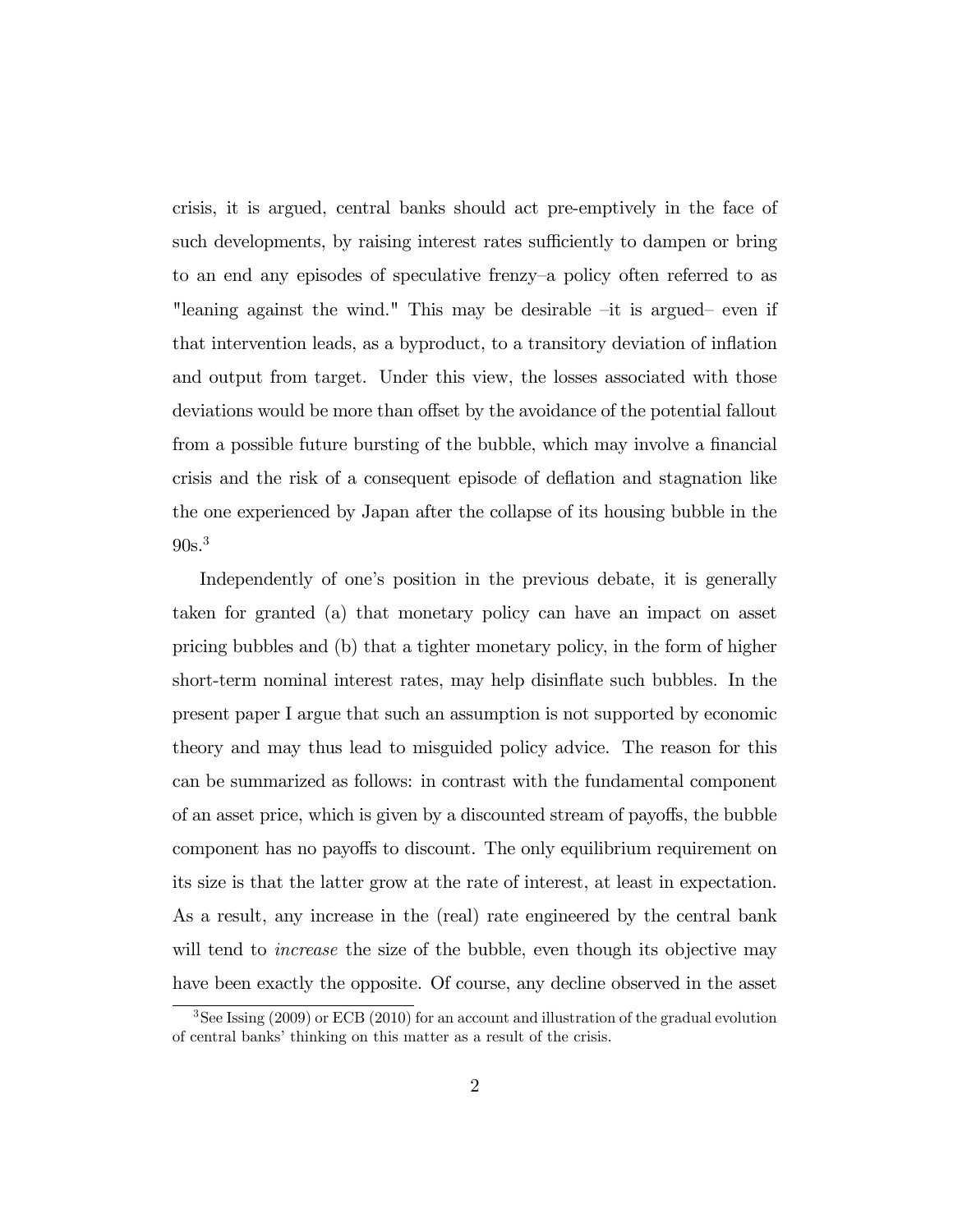crisis, it is argued, central banks should act pre-emptively in the face of such developments, by raising interest rates sufficiently to dampen or bring to an end any episodes of speculative frenzy–a policy often referred to as "leaning against the wind." This may be desirable –it is argued– even if that intervention leads, as a byproduct, to a transitory deviation of inflation and output from target. Under this view, the losses associated with those deviations would be more than offset by the avoidance of the potential fallout from a possible future bursting of the bubble, which may involve a financial crisis and the risk of a consequent episode of deflation and stagnation like the one experienced by Japan after the collapse of its housing bubble in the 90s.[3]

Independently of one's position in the previous debate, it is generally taken for granted (a) that monetary policy can have an impact on asset pricing bubbles and (b) that a tighter monetary policy, in the form of higher short-term nominal interest rates, may help disinflate such bubbles. In the present paper I argue that such an assumption is not supported by economic theory and may thus lead to misguided policy advice. The reason for this can be summarized as follows: in contrast with the fundamental component of an asset price, which is given by a discounted stream of payoffs, the bubble component has no payoffs to discount. The only equilibrium requirement on its size is that the latter grow at the rate of interest, at least in expectation. As a result, any increase in the (real) rate engineered by the central bank will tend to *increase* the size of the bubble, even though its objective may have been exactly the opposite. Of course, any decline observed in the asset

[3] See Issing (2009) or ECB (2010) for an account and illustration of the gradual evolution of central banks' thinking on this matter as a result of the crisis.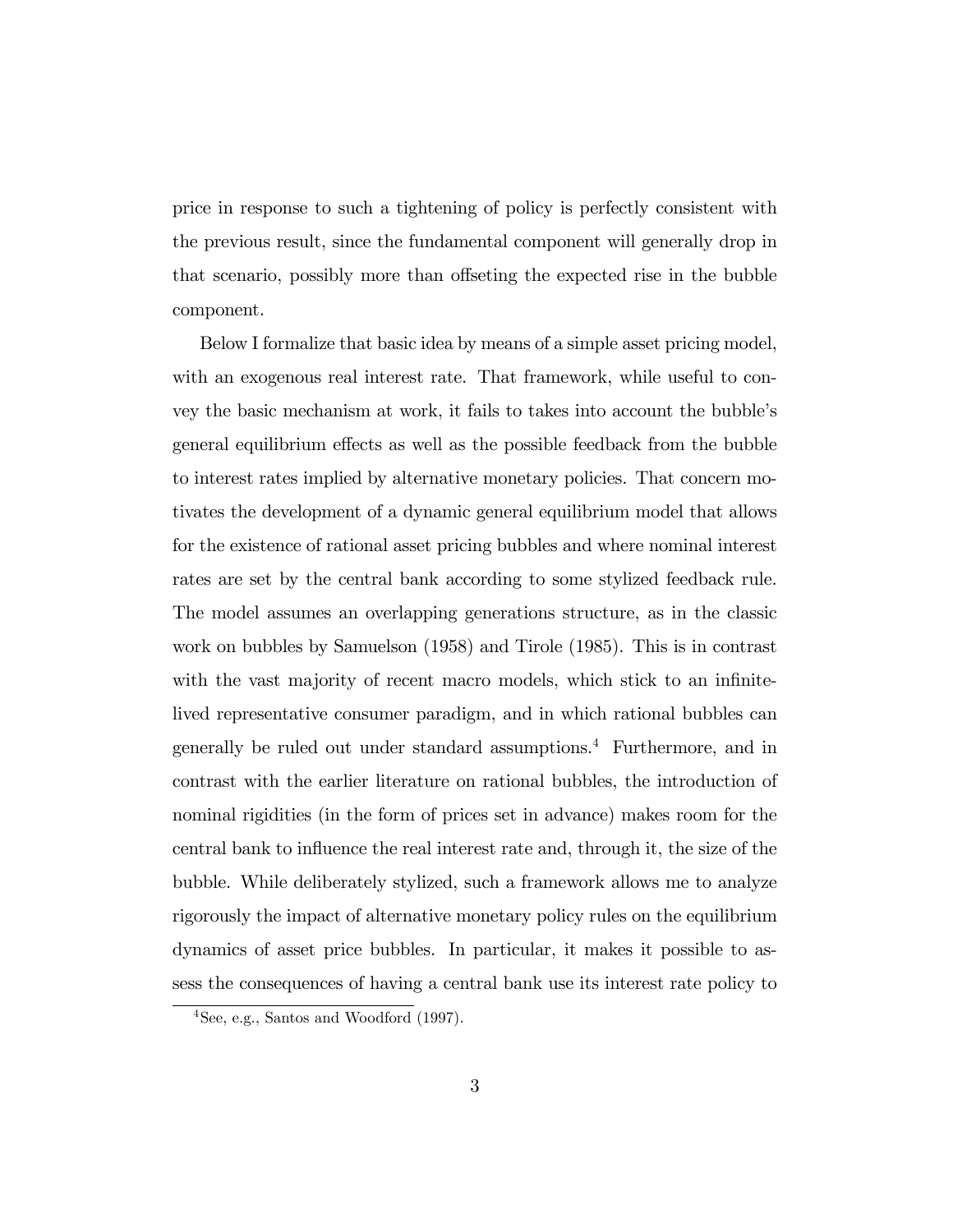price in response to such a tightening of policy is perfectly consistent with the previous result, since the fundamental component will generally drop in that scenario, possibly more than offseting the expected rise in the bubble component.

Below I formalize that basic idea by means of a simple asset pricing model, with an exogenous real interest rate. That framework, while useful to convey the basic mechanism at work, it fails to takes into account the bubble's general equilibrium effects as well as the possible feedback from the bubble to interest rates implied by alternative monetary policies. That concern motivates the development of a dynamic general equilibrium model that allows for the existence of rational asset pricing bubbles and where nominal interest rates are set by the central bank according to some stylized feedback rule. The model assumes an overlapping generations structure, as in the classic work on bubbles by Samuelson (1958) and Tirole (1985). This is in contrast with the vast majority of recent macro models, which stick to an infinite-lived representative consumer paradigm, and in which rational bubbles can generally be ruled out under standard assumptions.[4] Furthermore, and in contrast with the earlier literature on rational bubbles, the introduction of nominal rigidities (in the form of prices set in advance) makes room for the central bank to influence the real interest rate and, through it, the size of the bubble. While deliberately stylized, such a framework allows me to analyze rigorously the impact of alternative monetary policy rules on the equilibrium dynamics of asset price bubbles. In particular, it makes it possible to assess the consequences of having a central bank use its interest rate policy to

[4] See, e.g., Santos and Woodford (1997).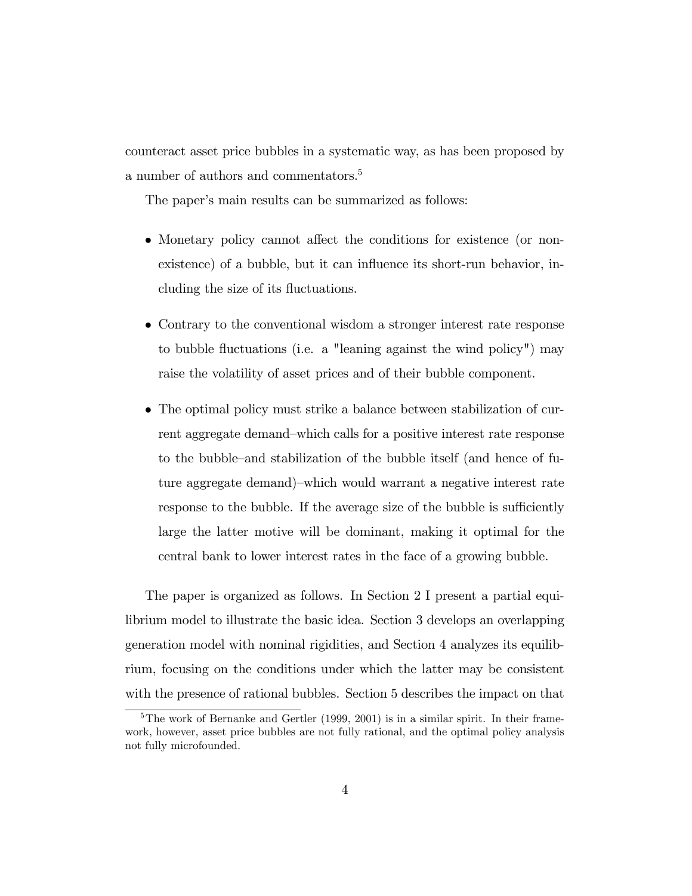counteract asset price bubbles in a systematic way, as has been proposed by a number of authors and commentators.[5]

The paper's main results can be summarized as follows:

- Monetary policy cannot affect the conditions for existence (or non-existence) of a bubble, but it can influence its short-run behavior, including the size of its fluctuations.

- Contrary to the conventional wisdom a stronger interest rate response to bubble fluctuations (i.e. a "leaning against the wind policy") may raise the volatility of asset prices and of their bubble component.

- The optimal policy must strike a balance between stabilization of current aggregate demand–which calls for a positive interest rate response to the bubble–and stabilization of the bubble itself (and hence of future aggregate demand)–which would warrant a negative interest rate response to the bubble. If the average size of the bubble is sufficiently large the latter motive will be dominant, making it optimal for the central bank to lower interest rates in the face of a growing bubble.

The paper is organized as follows. In Section 2 I present a partial equilibrium model to illustrate the basic idea. Section 3 develops an overlapping generation model with nominal rigidities, and Section 4 analyzes its equilibrium, focusing on the conditions under which the latter may be consistent with the presence of rational bubbles. Section 5 describes the impact on that

[5] The work of Bernanke and Gertler (1999, 2001) is in a similar spirit. In their framework, however, asset price bubbles are not fully rational, and the optimal policy analysis not fully microfounded.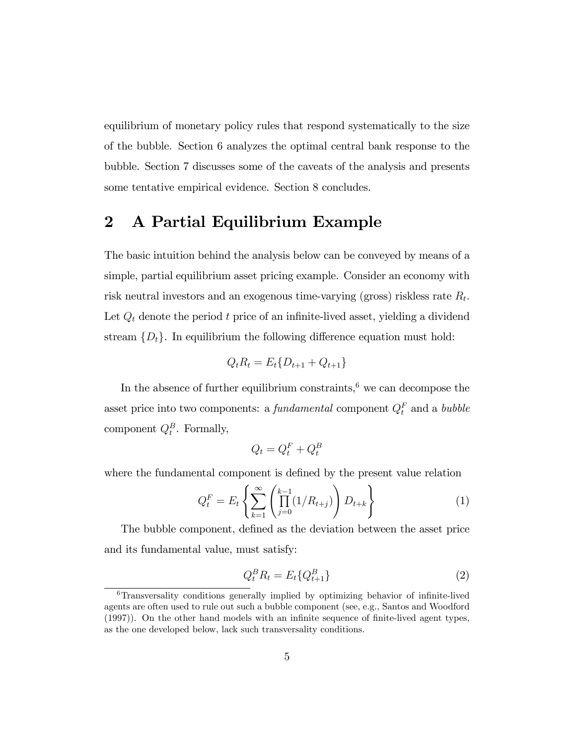equilibrium of monetary policy rules that respond systematically to the size of the bubble. Section 6 analyzes the optimal central bank response to the bubble. Section 7 discusses some of the caveats of the analysis and presents some tentative empirical evidence. Section 8 concludes.

## 2 A Partial Equilibrium Example

The basic intuition behind the analysis below can be conveyed by means of a simple, partial equilibrium asset pricing example. Consider an economy with risk neutral investors and an exogenous time-varying (gross) riskless rate $R_t$. Let $Q_t$ denote the period $t$ price of an infinite-lived asset, yielding a dividend stream $\{D_t\}$. In equilibrium the following difference equation must hold:

$$Q_t R_t = E_t\{D_{t+1} + Q_{t+1}\}$$

In the absence of further equilibrium constraints,[6] we can decompose the asset price into two components: a *fundamental* component $Q_t^F$ and a *bubble* component $Q_t^B$. Formally,

$$Q_t = Q_t^F + Q_t^B$$

where the fundamental component is defined by the present value relation

$$Q_t^F = E_t \left\{ \sum_{k=1}^{\infty} \left( \prod_{j=0}^{k-1} (1/R_{t+j}) \right) D_{t+k} \right\} \tag{1}$$

The bubble component, defined as the deviation between the asset price and its fundamental value, must satisfy:

$$Q_t^B R_t = E_t\{Q_{t+1}^B\} \tag{2}$$

[6] Transversality conditions generally implied by optimizing behavior of infinite-lived agents are often used to rule out such a bubble component (see, e.g., Santos and Woodford (1997)). On the other hand models with an infinite sequence of finite-lived agent types, as the one developed below, lack such transversality conditions.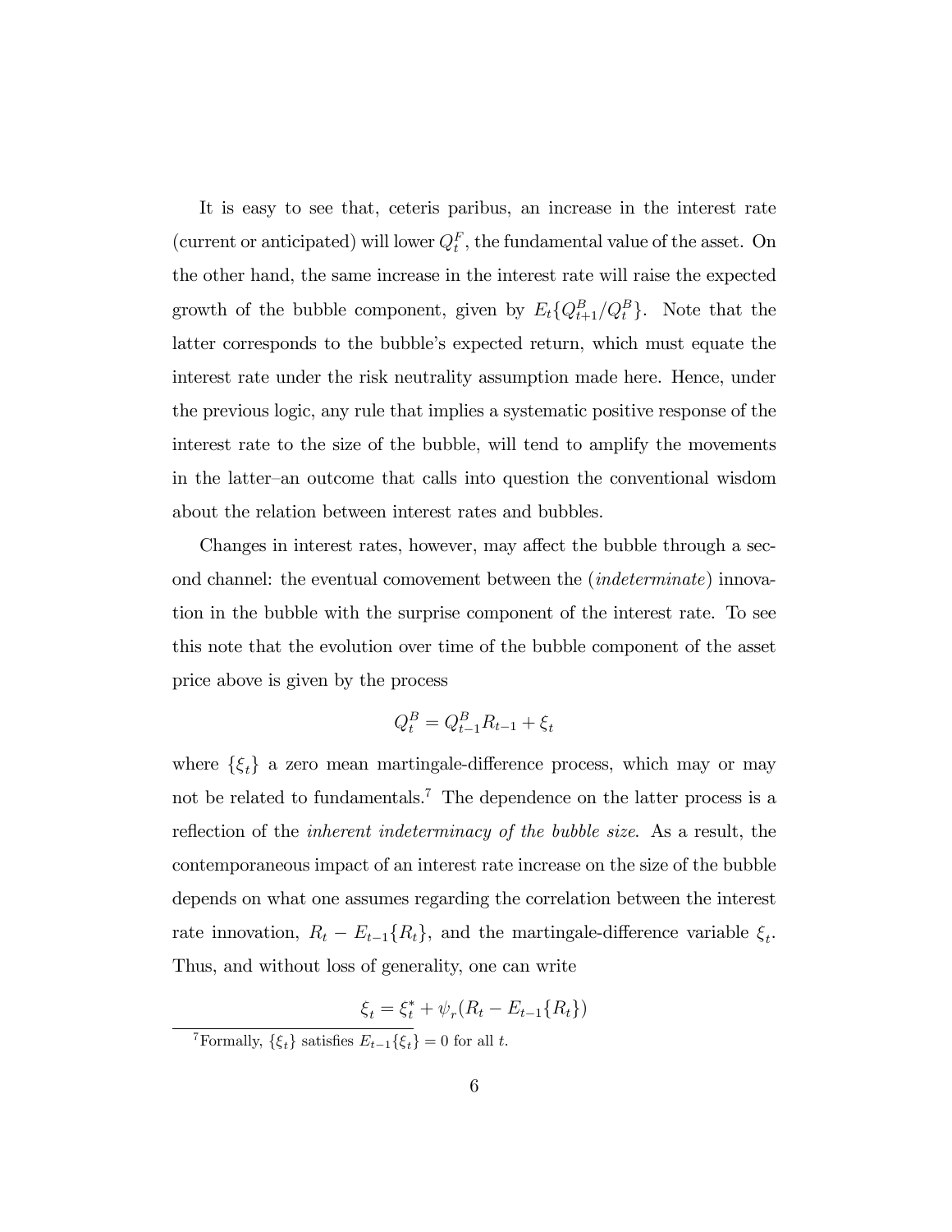It is easy to see that, ceteris paribus, an increase in the interest rate (current or anticipated) will lower $Q_t^F$, the fundamental value of the asset. On the other hand, the same increase in the interest rate will raise the expected growth of the bubble component, given by $E_t\{Q_{t+1}^B/Q_t^B\}$. Note that the latter corresponds to the bubble's expected return, which must equate the interest rate under the risk neutrality assumption made here. Hence, under the previous logic, any rule that implies a systematic positive response of the interest rate to the size of the bubble, will tend to amplify the movements in the latter–an outcome that calls into question the conventional wisdom about the relation between interest rates and bubbles.

Changes in interest rates, however, may affect the bubble through a second channel: the eventual comovement between the (*indeterminate*) innovation in the bubble with the surprise component of the interest rate. To see this note that the evolution over time of the bubble component of the asset price above is given by the process

$$Q_t^B = Q_{t-1}^B R_{t-1} + \xi_t$$

where $\{\xi_t\}$ a zero mean martingale-difference process, which may or may not be related to fundamentals.[7] The dependence on the latter process is a reflection of the *inherent indeterminacy of the bubble size*. As a result, the contemporaneous impact of an interest rate increase on the size of the bubble depends on what one assumes regarding the correlation between the interest rate innovation, $R_t - E_{t-1}\{R_t\}$, and the martingale-difference variable $\xi_t$. Thus, and without loss of generality, one can write

$$\xi_t = \xi_t^* + \psi_r(R_t - E_{t-1}\{R_t\})$$

[7] Formally, $\{\xi_t\}$ satisfies $E_{t-1}\{\xi_t\} = 0$ for all $t$.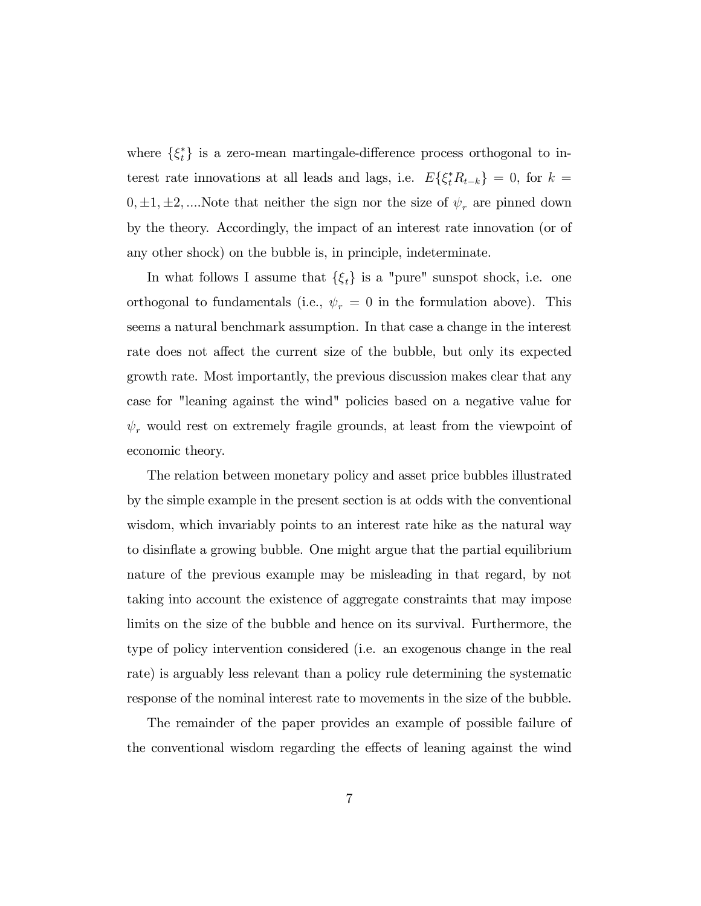where $\{\xi_t^*\}$ is a zero-mean martingale-difference process orthogonal to interest rate innovations at all leads and lags, i.e. $E\{\xi_t^* R_{t-k}\} = 0$, for $k = 0, \pm 1, \pm 2, ....$Note that neither the sign nor the size of $\psi_r$ are pinned down by the theory. Accordingly, the impact of an interest rate innovation (or of any other shock) on the bubble is, in principle, indeterminate.

In what follows I assume that $\{\xi_t\}$ is a "pure" sunspot shock, i.e. one orthogonal to fundamentals (i.e., $\psi_r = 0$ in the formulation above). This seems a natural benchmark assumption. In that case a change in the interest rate does not affect the current size of the bubble, but only its expected growth rate. Most importantly, the previous discussion makes clear that any case for "leaning against the wind" policies based on a negative value for $\psi_r$ would rest on extremely fragile grounds, at least from the viewpoint of economic theory.

The relation between monetary policy and asset price bubbles illustrated by the simple example in the present section is at odds with the conventional wisdom, which invariably points to an interest rate hike as the natural way to disinflate a growing bubble. One might argue that the partial equilibrium nature of the previous example may be misleading in that regard, by not taking into account the existence of aggregate constraints that may impose limits on the size of the bubble and hence on its survival. Furthermore, the type of policy intervention considered (i.e. an exogenous change in the real rate) is arguably less relevant than a policy rule determining the systematic response of the nominal interest rate to movements in the size of the bubble.

The remainder of the paper provides an example of possible failure of the conventional wisdom regarding the effects of leaning against the wind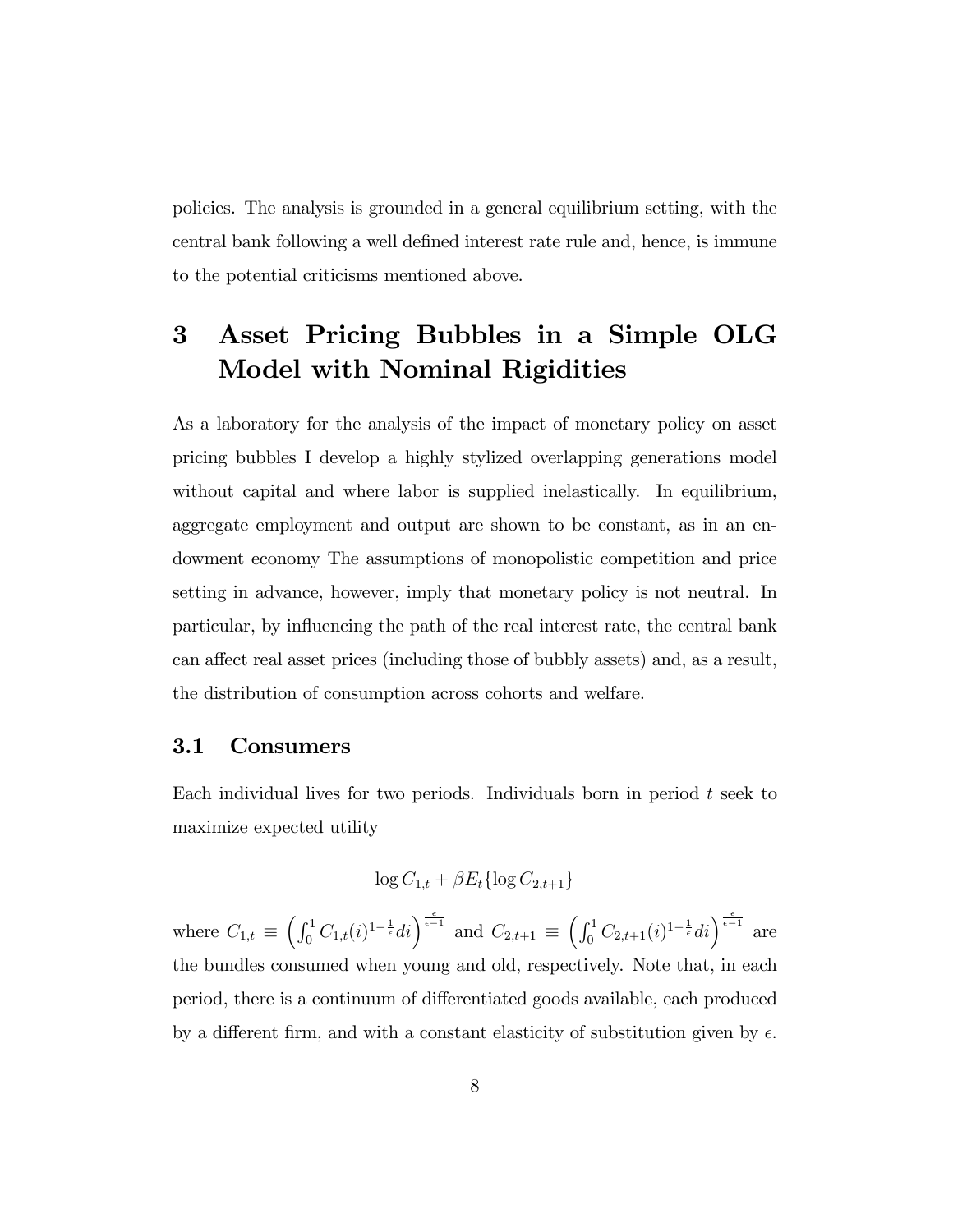policies. The analysis is grounded in a general equilibrium setting, with the central bank following a well defined interest rate rule and, hence, is immune to the potential criticisms mentioned above.

# 3 Asset Pricing Bubbles in a Simple OLG Model with Nominal Rigidities

As a laboratory for the analysis of the impact of monetary policy on asset pricing bubbles I develop a highly stylized overlapping generations model without capital and where labor is supplied inelastically. In equilibrium, aggregate employment and output are shown to be constant, as in an endowment economy The assumptions of monopolistic competition and price setting in advance, however, imply that monetary policy is not neutral. In particular, by influencing the path of the real interest rate, the central bank can affect real asset prices (including those of bubbly assets) and, as a result, the distribution of consumption across cohorts and welfare.

## 3.1 Consumers

Each individual lives for two periods. Individuals born in period $t$ seek to maximize expected utility

$$\log C_{1,t} + \beta E_t\{\log C_{2,t+1}\}$$

where $C_{1,t} \equiv \left(\int_0^1 C_{1,t}(i)^{1-\frac{1}{\epsilon}} di\right)^{\frac{\epsilon}{\epsilon-1}}$ and $C_{2,t+1} \equiv \left(\int_0^1 C_{2,t+1}(i)^{1-\frac{1}{\epsilon}} di\right)^{\frac{\epsilon}{\epsilon-1}}$ are the bundles consumed when young and old, respectively. Note that, in each period, there is a continuum of differentiated goods available, each produced by a different firm, and with a constant elasticity of substitution given by $\epsilon$.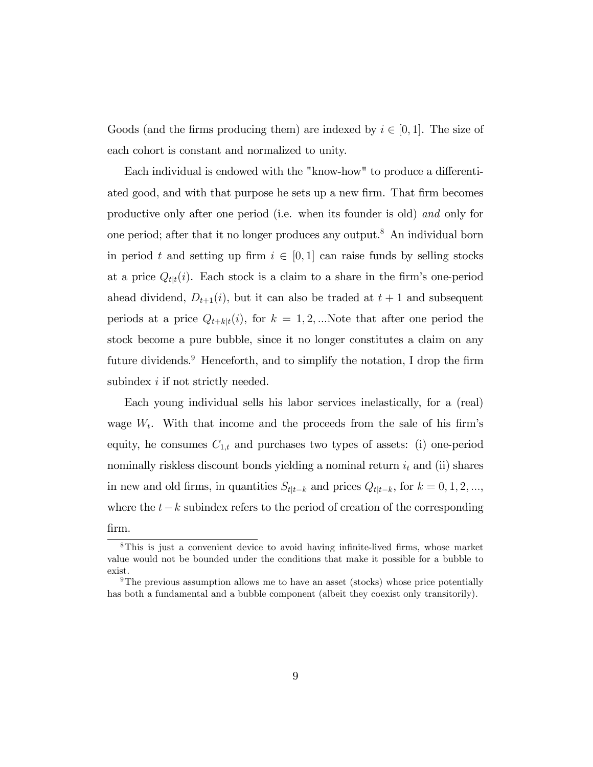Goods (and the firms producing them) are indexed by $i \in [0,1]$. The size of each cohort is constant and normalized to unity.

Each individual is endowed with the "know-how" to produce a differentiated good, and with that purpose he sets up a new firm. That firm becomes productive only after one period (i.e. when its founder is old) *and* only for one period; after that it no longer produces any output.[8] An individual born in period $t$ and setting up firm $i \in [0,1]$ can raise funds by selling stocks at a price $Q_{t|t}(i)$. Each stock is a claim to a share in the firm's one-period ahead dividend, $D_{t+1}(i)$, but it can also be traded at $t+1$ and subsequent periods at a price $Q_{t+k|t}(i)$, for $k = 1, 2, ...$Note that after one period the stock become a pure bubble, since it no longer constitutes a claim on any future dividends.[9] Henceforth, and to simplify the notation, I drop the firm subindex $i$ if not strictly needed.

Each young individual sells his labor services inelastically, for a (real) wage $W_t$. With that income and the proceeds from the sale of his firm's equity, he consumes $C_{1,t}$ and purchases two types of assets: (i) one-period nominally riskless discount bonds yielding a nominal return $i_t$ and (ii) shares in new and old firms, in quantities $S_{t|t-k}$ and prices $Q_{t|t-k}$, for $k = 0, 1, 2, ...$, where the $t-k$ subindex refers to the period of creation of the corresponding firm.

[8] This is just a convenient device to avoid having infinite-lived firms, whose market value would not be bounded under the conditions that make it possible for a bubble to exist.

[9] The previous assumption allows me to have an asset (stocks) whose price potentially has both a fundamental and a bubble component (albeit they coexist only transitorily).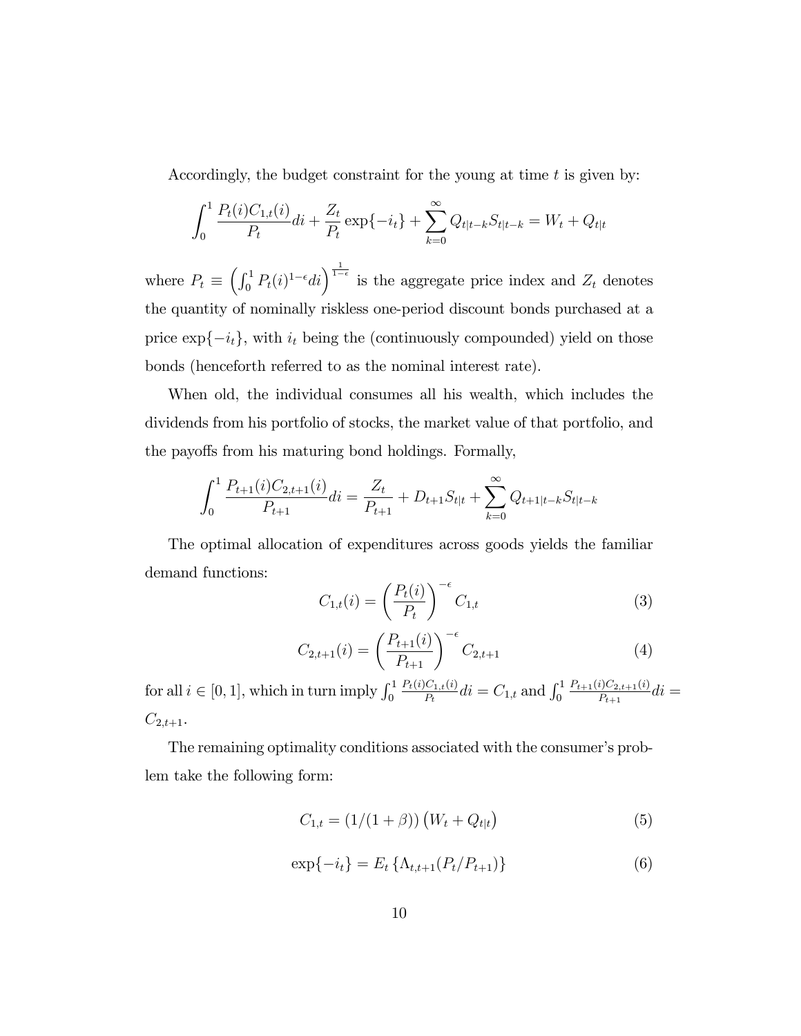Accordingly, the budget constraint for the young at time $t$ is given by:

$$\int_0^1 \frac{P_t(i)C_{1,t}(i)}{P_t} di + \frac{Z_t}{P_t} \exp\{-i_t\} + \sum_{k=0}^{\infty} Q_{t|t-k} S_{t|t-k} = W_t + Q_{t|t}$$

where $P_t \equiv \left(\int_0^1 P_t(i)^{1-\epsilon} di\right)^{\frac{1}{1-\epsilon}}$ is the aggregate price index and $Z_t$ denotes the quantity of nominally riskless one-period discount bonds purchased at a price $\exp\{-i_t\}$, with $i_t$ being the (continuously compounded) yield on those bonds (henceforth referred to as the nominal interest rate).

When old, the individual consumes all his wealth, which includes the dividends from his portfolio of stocks, the market value of that portfolio, and the payoffs from his maturing bond holdings. Formally,

$$\int_0^1 \frac{P_{t+1}(i)C_{2,t+1}(i)}{P_{t+1}} di = \frac{Z_t}{P_{t+1}} + D_{t+1} S_{t|t} + \sum_{k=0}^{\infty} Q_{t+1|t-k} S_{t|t-k}$$

The optimal allocation of expenditures across goods yields the familiar demand functions:

$$C_{1,t}(i) = \left(\frac{P_t(i)}{P_t}\right)^{-\epsilon} C_{1,t} \tag{3}$$

$$C_{2,t+1}(i) = \left(\frac{P_{t+1}(i)}{P_{t+1}}\right)^{-\epsilon} C_{2,t+1} \tag{4}$$

for all $i \in [0, 1]$, which in turn imply $\int_0^1 \frac{P_t(i)C_{1,t}(i)}{P_t} di = C_{1,t}$ and $\int_0^1 \frac{P_{t+1}(i)C_{2,t+1}(i)}{P_{t+1}} di = C_{2,t+1}$.

The remaining optimality conditions associated with the consumer's problem take the following form:

$$C_{1,t} = (1/(1+\beta)) \left(W_t + Q_{t|t}\right) \tag{5}$$

$$\exp\{-i_t\} = E_t \left\{\Lambda_{t,t+1}(P_t/P_{t+1})\right\} \tag{6}$$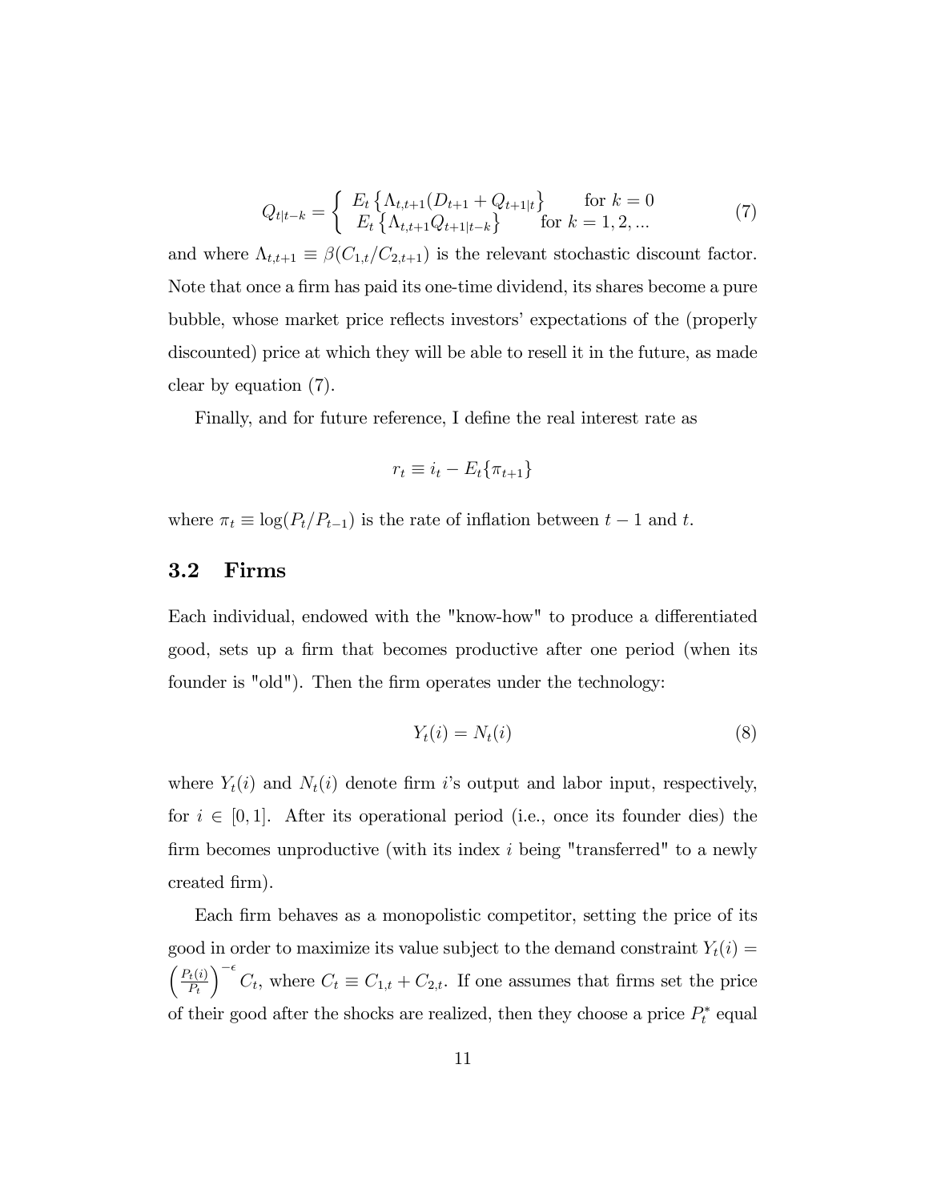$$
Q_{t|t-k} = \begin{cases} E_t\left\{\Lambda_{t,t+1}(D_{t+1} + Q_{t+1|t}\right\} & \text{for } k = 0 \\ E_t\left\{\Lambda_{t,t+1}Q_{t+1|t-k}\right\} & \text{for } k = 1, 2, ... \end{cases} \tag{7}
$$

and where $\Lambda_{t,t+1} \equiv \beta(C_{1,t}/C_{2,t+1})$ is the relevant stochastic discount factor. Note that once a firm has paid its one-time dividend, its shares become a pure bubble, whose market price reflects investors' expectations of the (properly discounted) price at which they will be able to resell it in the future, as made clear by equation (7).

Finally, and for future reference, I define the real interest rate as

$$
r_t \equiv i_t - E_t\{\pi_{t+1}\}
$$

where $\pi_t \equiv \log(P_t/P_{t-1})$ is the rate of inflation between $t-1$ and $t$.

## 3.2 Firms

Each individual, endowed with the "know-how" to produce a differentiated good, sets up a firm that becomes productive after one period (when its founder is "old"). Then the firm operates under the technology:

$$
Y_t(i) = N_t(i) \tag{8}
$$

where $Y_t(i)$ and $N_t(i)$ denote firm $i$'s output and labor input, respectively, for $i \in [0, 1]$. After its operational period (i.e., once its founder dies) the firm becomes unproductive (with its index $i$ being "transferred" to a newly created firm).

Each firm behaves as a monopolistic competitor, setting the price of its good in order to maximize its value subject to the demand constraint $Y_t(i) = \left(\frac{P_t(i)}{P_t}\right)^{-\epsilon} C_t$, where $C_t \equiv C_{1,t} + C_{2,t}$. If one assumes that firms set the price of their good after the shocks are realized, then they choose a price $P_t^*$ equal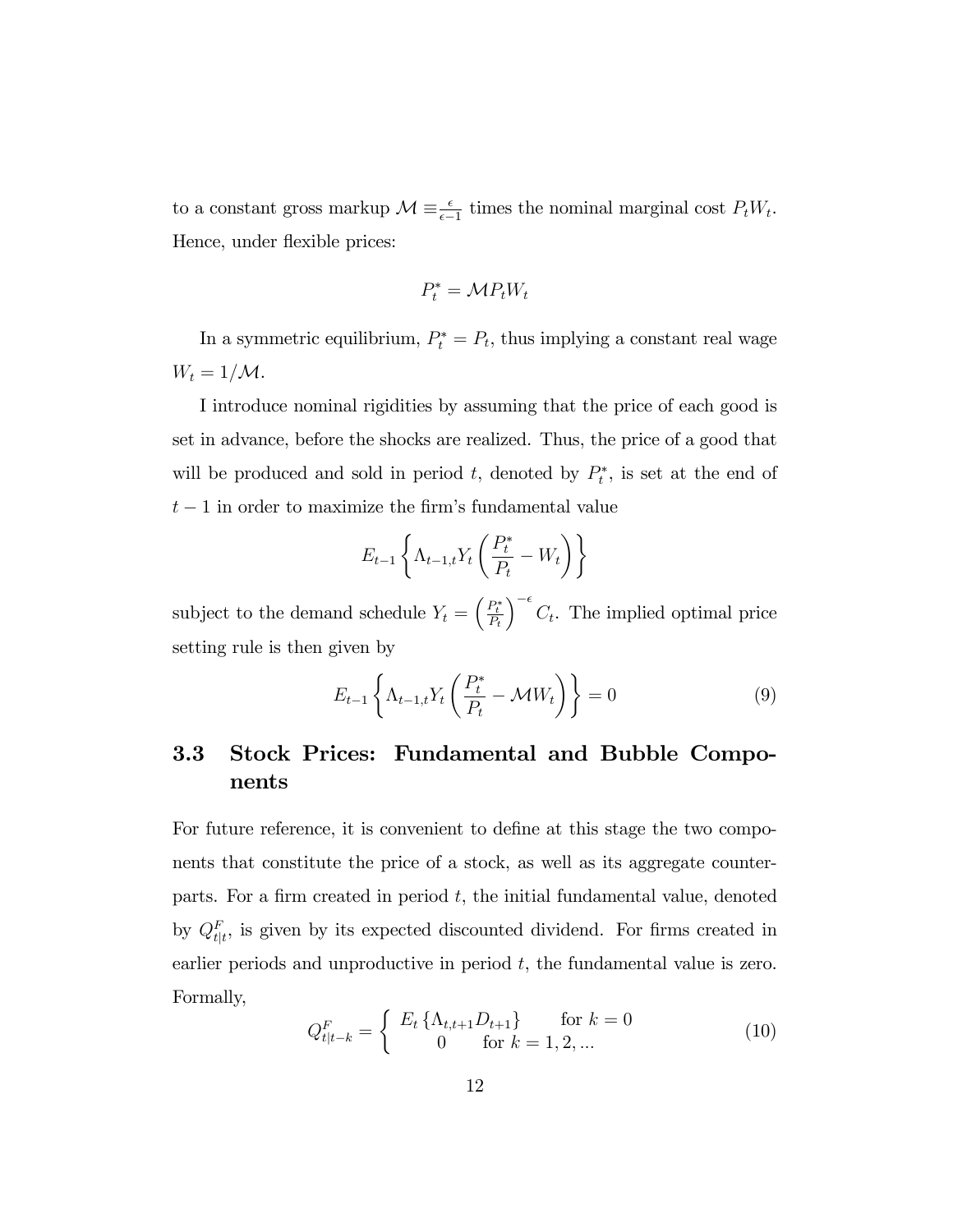to a constant gross markup $\mathcal{M} \equiv \frac{\epsilon}{\epsilon-1}$ times the nominal marginal cost $P_t W_t$. Hence, under flexible prices:

$$P_t^* = \mathcal{M} P_t W_t$$

In a symmetric equilibrium, $P_t^* = P_t$, thus implying a constant real wage $W_t = 1/\mathcal{M}$.

I introduce nominal rigidities by assuming that the price of each good is set in advance, before the shocks are realized. Thus, the price of a good that will be produced and sold in period $t$, denoted by $P_t^*$, is set at the end of $t-1$ in order to maximize the firm's fundamental value

$$E_{t-1} \left\{ \Lambda_{t-1,t} Y_t \left( \frac{P_t^*}{P_t} - W_t \right) \right\}$$

subject to the demand schedule $Y_t = \left( \frac{P_t^*}{P_t} \right)^{-\epsilon} C_t$. The implied optimal price setting rule is then given by

$$E_{t-1} \left\{ \Lambda_{t-1,t} Y_t \left( \frac{P_t^*}{P_t} - \mathcal{M} W_t \right) \right\} = 0 \tag{9}$$

## 3.3 Stock Prices: Fundamental and Bubble Components

For future reference, it is convenient to define at this stage the two components that constitute the price of a stock, as well as its aggregate counterparts. For a firm created in period $t$, the initial fundamental value, denoted by $Q_{t|t}^F$, is given by its expected discounted dividend. For firms created in earlier periods and unproductive in period $t$, the fundamental value is zero. Formally,

$$Q_{t|t-k}^F = \begin{cases} E_t \{ \Lambda_{t,t+1} D_{t+1} \} & \text{for } k = 0 \\ 0 & \text{for } k = 1, 2, ... \end{cases} \tag{10}$$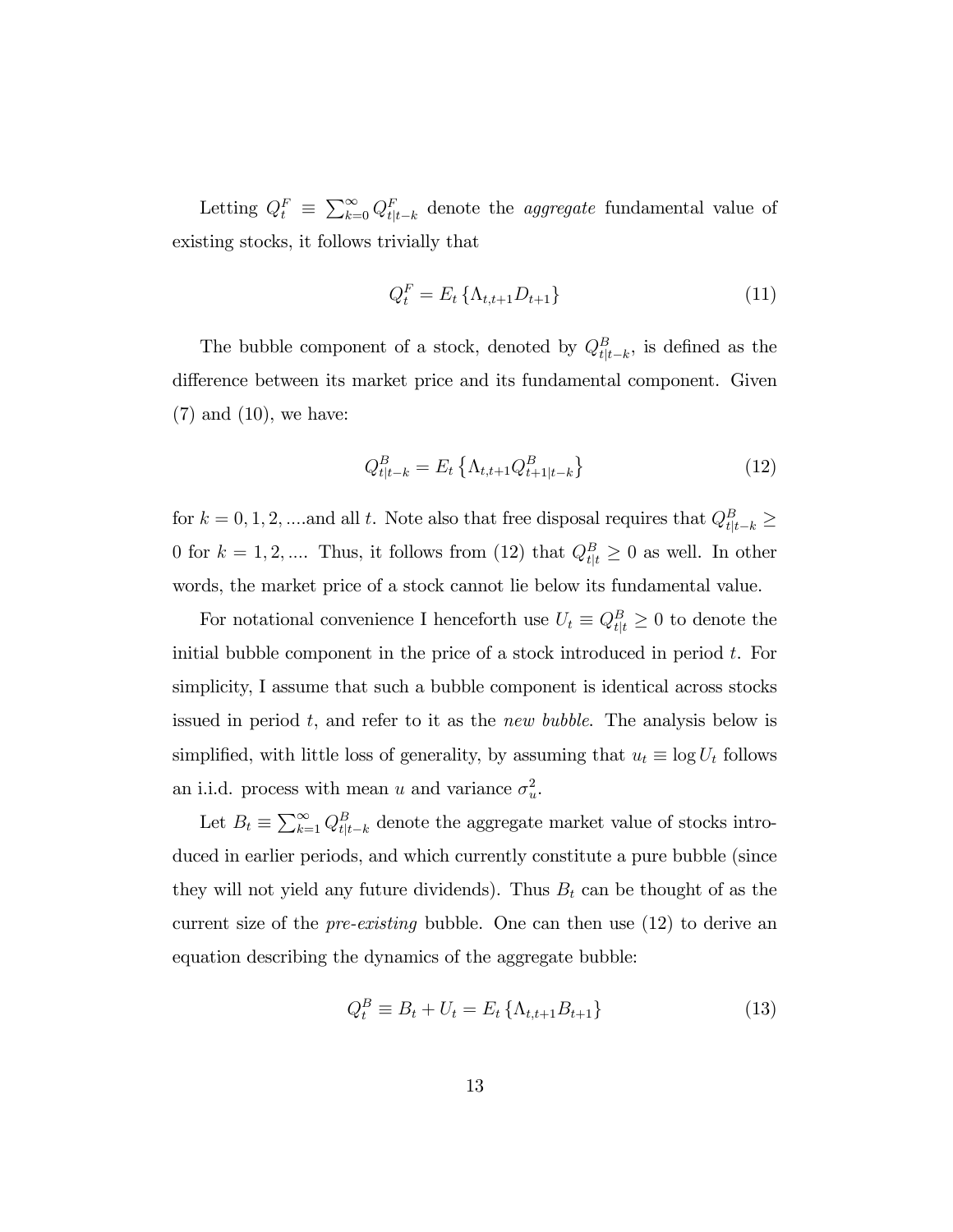Letting $Q_t^F \equiv \sum_{k=0}^{\infty} Q_{t|t-k}^F$ denote the *aggregate* fundamental value of existing stocks, it follows trivially that

$$Q_t^F = E_t \{\Lambda_{t,t+1} D_{t+1}\} \tag{11}$$

The bubble component of a stock, denoted by $Q_{t|t-k}^B$, is defined as the difference between its market price and its fundamental component. Given (7) and (10), we have:

$$Q_{t|t-k}^B = E_t \left\{\Lambda_{t,t+1} Q_{t+1|t-k}^B\right\} \tag{12}$$

for $k = 0, 1, 2, ....$and all $t$. Note also that free disposal requires that $Q_{t|t-k}^B \geq 0$ for $k = 1, 2, ....$ Thus, it follows from (12) that $Q_{t|t}^B \geq 0$ as well. In other words, the market price of a stock cannot lie below its fundamental value.

For notational convenience I henceforth use $U_t \equiv Q_{t|t}^B \geq 0$ to denote the initial bubble component in the price of a stock introduced in period $t$. For simplicity, I assume that such a bubble component is identical across stocks issued in period $t$, and refer to it as the *new bubble*. The analysis below is simplified, with little loss of generality, by assuming that $u_t \equiv \log U_t$ follows an i.i.d. process with mean $u$ and variance $\sigma_u^2$.

Let $B_t \equiv \sum_{k=1}^{\infty} Q_{t|t-k}^B$ denote the aggregate market value of stocks introduced in earlier periods, and which currently constitute a pure bubble (since they will not yield any future dividends). Thus $B_t$ can be thought of as the current size of the *pre-existing* bubble. One can then use (12) to derive an equation describing the dynamics of the aggregate bubble:

$$Q_t^B \equiv B_t + U_t = E_t \{\Lambda_{t,t+1} B_{t+1}\} \tag{13}$$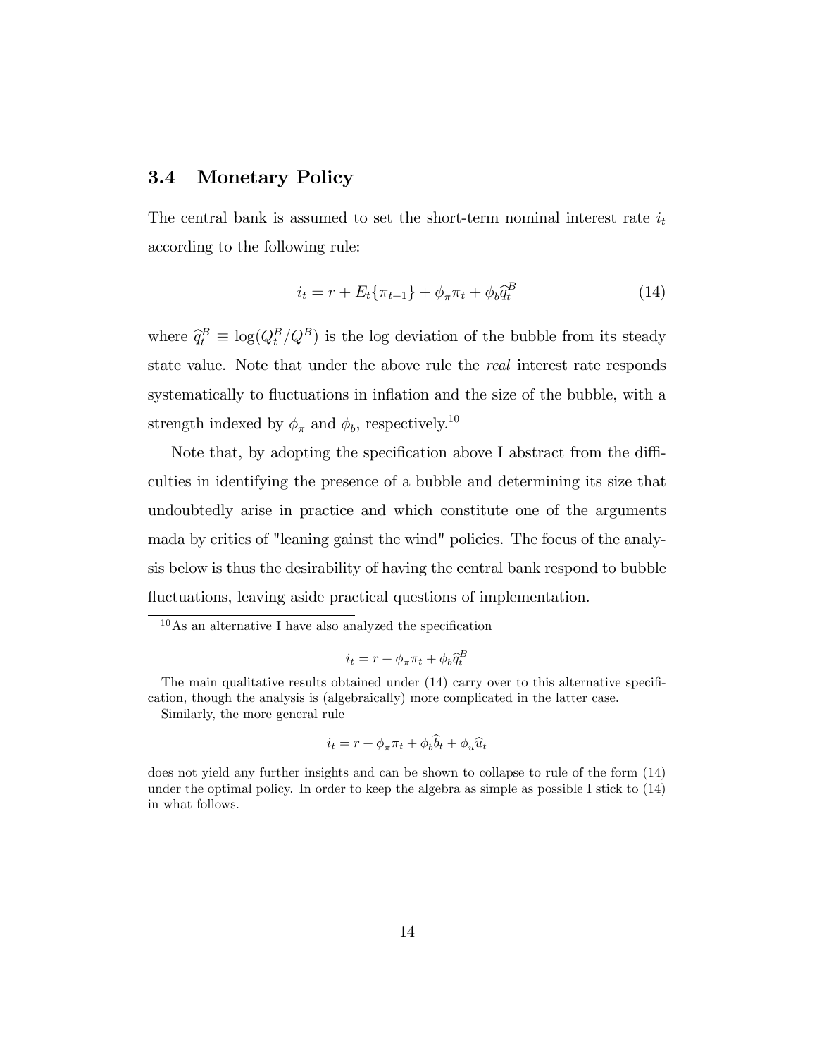### 3.4 Monetary Policy

The central bank is assumed to set the short-term nominal interest rate $i_t$ according to the following rule:

$$i_t = r + E_t\{\pi_{t+1}\} + \phi_\pi \pi_t + \phi_b \widehat{q}_t^B \tag{14}$$

where $\widehat{q}_t^B \equiv \log(Q_t^B / Q^B)$ is the log deviation of the bubble from its steady state value. Note that under the above rule the *real* interest rate responds systematically to fluctuations in inflation and the size of the bubble, with a strength indexed by $\phi_\pi$ and $\phi_b$, respectively.[10]

Note that, by adopting the specification above I abstract from the difficulties in identifying the presence of a bubble and determining its size that undoubtedly arise in practice and which constitute one of the arguments mada by critics of "leaning gainst the wind" policies. The focus of the analysis below is thus the desirability of having the central bank respond to bubble fluctuations, leaving aside practical questions of implementation.

---

[10] As an alternative I have also analyzed the specification

$$i_t = r + \phi_\pi \pi_t + \phi_b \widehat{q}_t^B$$

The main qualitative results obtained under (14) carry over to this alternative specification, though the analysis is (algebraically) more complicated in the latter case.

Similarly, the more general rule

$$i_t = r + \phi_\pi \pi_t + \phi_b \widehat{b}_t + \phi_u \widehat{u}_t$$

does not yield any further insights and can be shown to collapse to rule of the form (14) under the optimal policy. In order to keep the algebra as simple as possible I stick to (14) in what follows.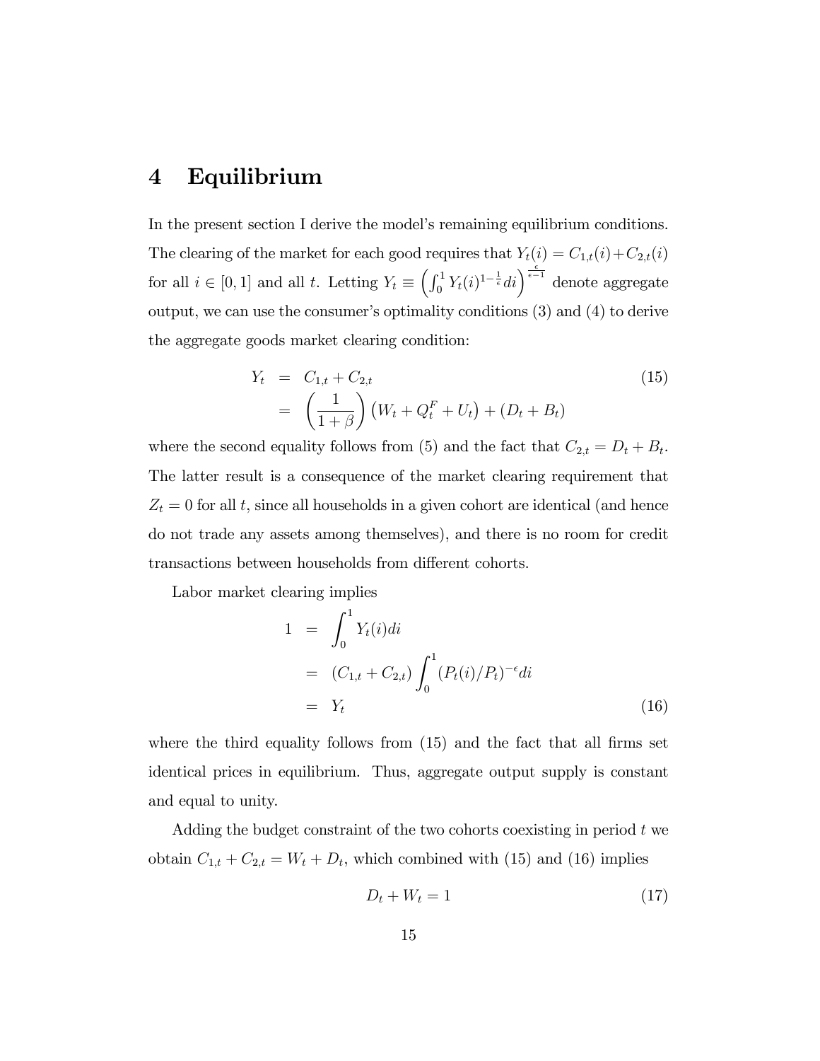# 4 Equilibrium

In the present section I derive the model's remaining equilibrium conditions. The clearing of the market for each good requires that $Y_t(i) = C_{1,t}(i) + C_{2,t}(i)$ for all $i \in [0, 1]$ and all $t$. Letting $Y_t \equiv \left(\int_0^1 Y_t(i)^{1-\frac{1}{\epsilon}} di\right)^{\frac{\epsilon}{\epsilon-1}}$ denote aggregate output, we can use the consumer's optimality conditions (3) and (4) to derive the aggregate goods market clearing condition:

$$
\begin{aligned}
Y_t &= C_{1,t} + C_{2,t} \\
&= \left(\frac{1}{1+\beta}\right)\left(W_t + Q_t^F + U_t\right) + (D_t + B_t)
\end{aligned}
\tag{15}
$$

where the second equality follows from (5) and the fact that $C_{2,t} = D_t + B_t$. The latter result is a consequence of the market clearing requirement that $Z_t = 0$ for all $t$, since all households in a given cohort are identical (and hence do not trade any assets among themselves), and there is no room for credit transactions between households from different cohorts.

Labor market clearing implies

$$
\begin{aligned}
1 &= \int_0^1 Y_t(i) di \\
&= (C_{1,t} + C_{2,t}) \int_0^1 (P_t(i)/P_t)^{-\epsilon} di \\
&= Y_t
\end{aligned}
\tag{16}
$$

where the third equality follows from (15) and the fact that all firms set identical prices in equilibrium. Thus, aggregate output supply is constant and equal to unity.

Adding the budget constraint of the two cohorts coexisting in period $t$ we obtain $C_{1,t} + C_{2,t} = W_t + D_t$, which combined with (15) and (16) implies

$$
D_t + W_t = 1 \tag{17}
$$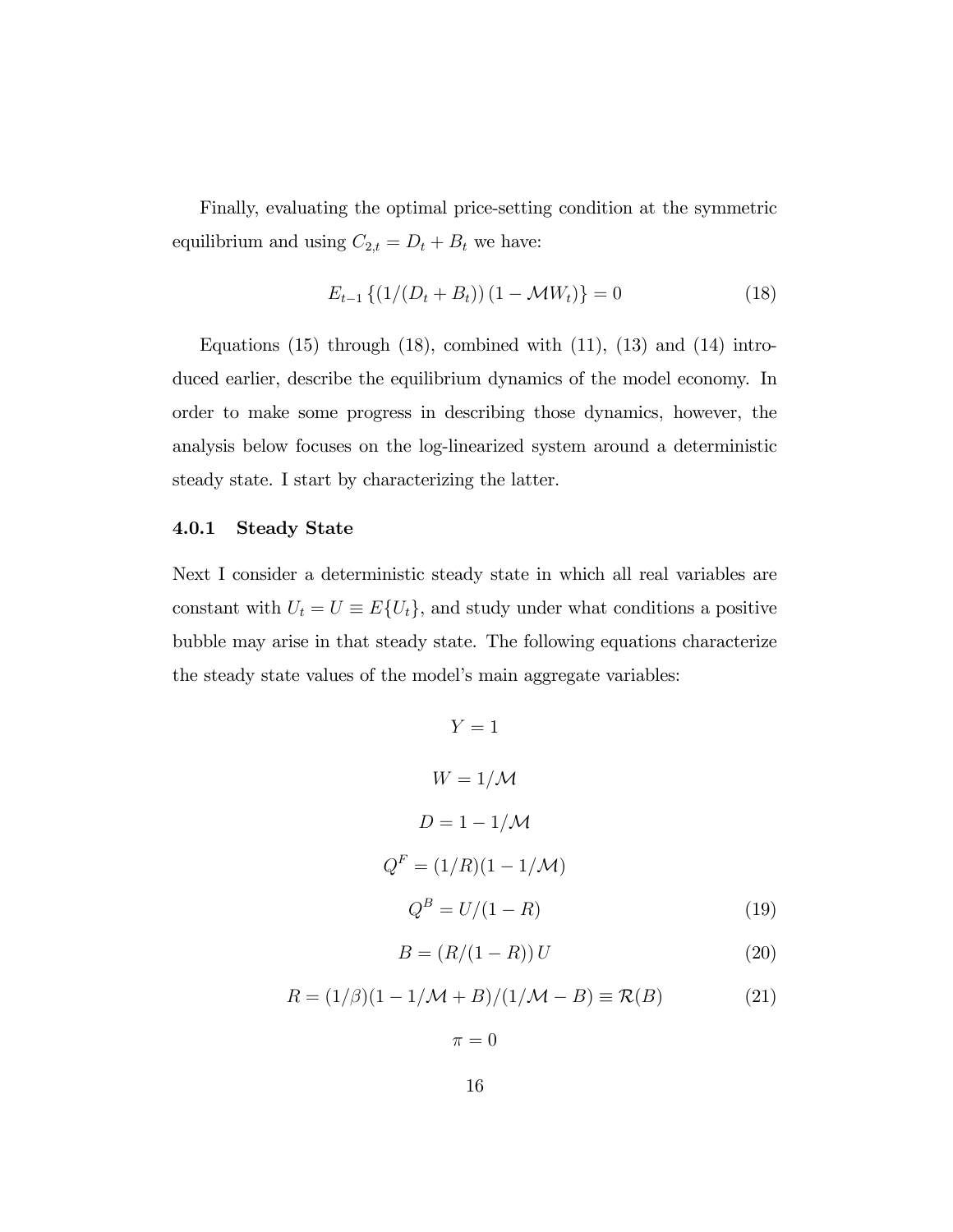Finally, evaluating the optimal price-setting condition at the symmetric equilibrium and using $C_{2,t} = D_t + B_t$ we have:

$$E_{t-1}\left\{ (1/(D_t + B_t)) (1 - \mathcal{M}W_t) \right\} = 0 \tag{18}$$

Equations (15) through (18), combined with (11), (13) and (14) introduced earlier, describe the equilibrium dynamics of the model economy. In order to make some progress in describing those dynamics, however, the analysis below focuses on the log-linearized system around a deterministic steady state. I start by characterizing the latter.

### 4.0.1 Steady State

Next I consider a deterministic steady state in which all real variables are constant with $U_t = U \equiv E\{U_t\}$, and study under what conditions a positive bubble may arise in that steady state. The following equations characterize the steady state values of the model's main aggregate variables:

$$Y = 1$$

$$W = 1/\mathcal{M}$$

$$D = 1 - 1/\mathcal{M}$$

$$Q^F = (1/R)(1 - 1/\mathcal{M})$$

$$Q^B = U/(1 - R) \tag{19}$$

$$B = (R/(1 - R))\, U \tag{20}$$

$$R = (1/\beta)(1 - 1/\mathcal{M} + B)/(1/\mathcal{M} - B) \equiv \mathcal{R}(B) \tag{21}$$

$$\pi = 0$$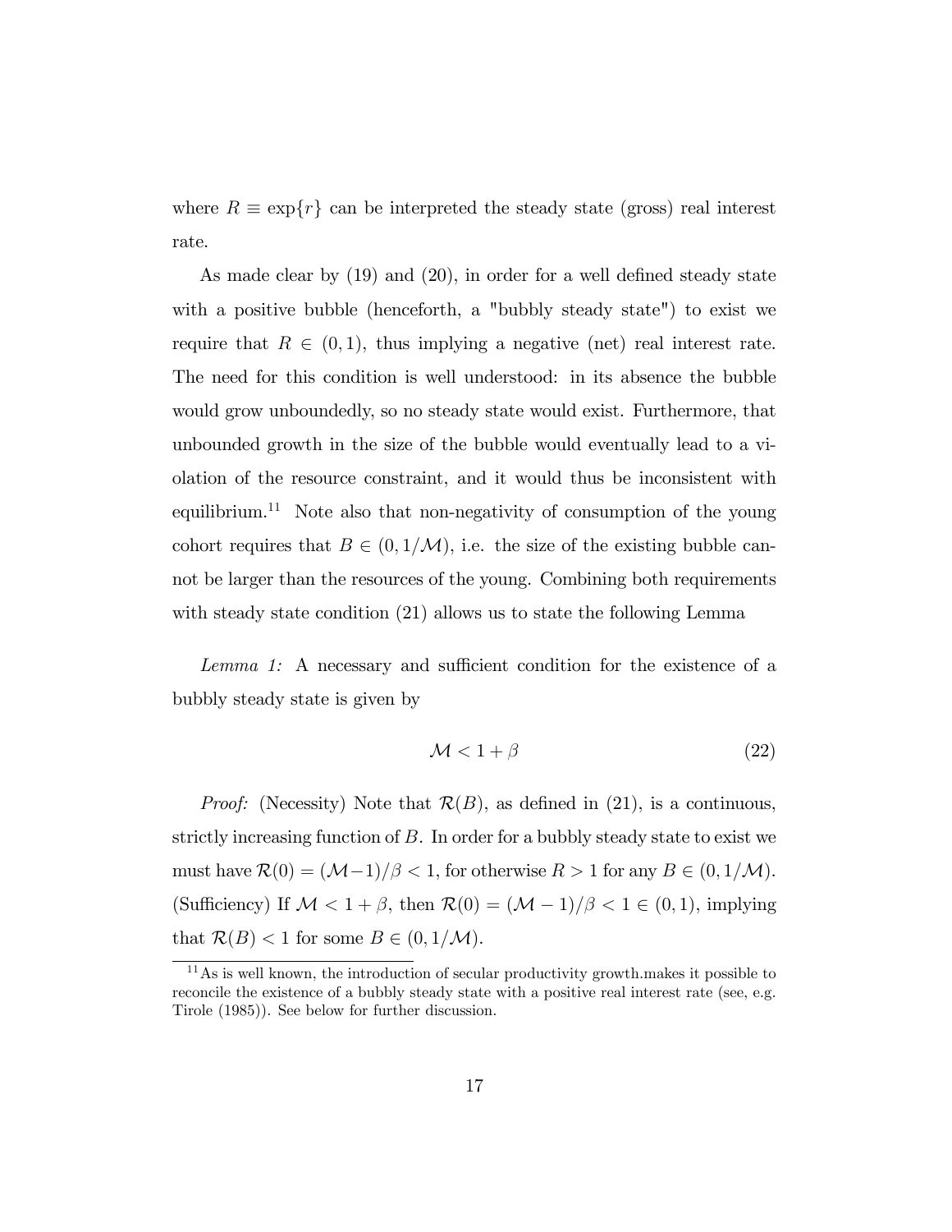where $R \equiv \exp\{r\}$ can be interpreted the steady state (gross) real interest rate.

As made clear by (19) and (20), in order for a well defined steady state with a positive bubble (henceforth, a "bubbly steady state") to exist we require that $R \in (0, 1)$, thus implying a negative (net) real interest rate. The need for this condition is well understood: in its absence the bubble would grow unboundedly, so no steady state would exist. Furthermore, that unbounded growth in the size of the bubble would eventually lead to a violation of the resource constraint, and it would thus be inconsistent with equilibrium.[11] Note also that non-negativity of consumption of the young cohort requires that $B \in (0, 1/\mathcal{M})$, i.e. the size of the existing bubble cannot be larger than the resources of the young. Combining both requirements with steady state condition (21) allows us to state the following Lemma

*Lemma 1:* A necessary and sufficient condition for the existence of a bubbly steady state is given by

$$\mathcal{M} < 1 + \beta \tag{22}$$

*Proof:* (Necessity) Note that $\mathcal{R}(B)$, as defined in (21), is a continuous, strictly increasing function of $B$. In order for a bubbly steady state to exist we must have $\mathcal{R}(0) = (\mathcal{M}-1)/\beta < 1$, for otherwise $R > 1$ for any $B \in (0, 1/\mathcal{M})$. (Sufficiency) If $\mathcal{M} < 1 + \beta$, then $\mathcal{R}(0) = (\mathcal{M} - 1)/\beta < 1 \in (0, 1)$, implying that $\mathcal{R}(B) < 1$ for some $B \in (0, 1/\mathcal{M})$.

[11] As is well known, the introduction of secular productivity growth.makes it possible to reconcile the existence of a bubbly steady state with a positive real interest rate (see, e.g. Tirole (1985)). See below for further discussion.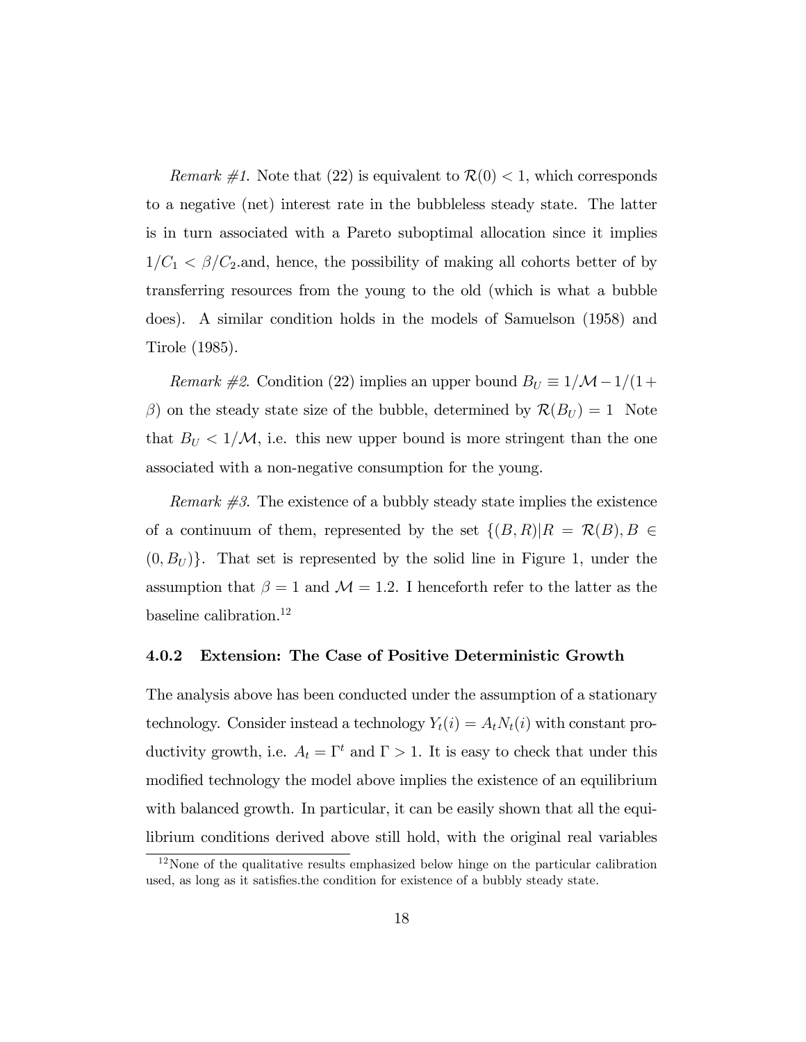*Remark #1.* Note that (22) is equivalent to $\mathcal{R}(0) < 1$, which corresponds to a negative (net) interest rate in the bubbleless steady state. The latter is in turn associated with a Pareto suboptimal allocation since it implies $1/C_1 < \beta/C_2$.and, hence, the possibility of making all cohorts better of by transferring resources from the young to the old (which is what a bubble does). A similar condition holds in the models of Samuelson (1958) and Tirole (1985).

*Remark #2.* Condition (22) implies an upper bound $B_U \equiv 1/\mathcal{M} - 1/(1+\beta)$ on the steady state size of the bubble, determined by $\mathcal{R}(B_U) = 1$ Note that $B_U < 1/\mathcal{M}$, i.e. this new upper bound is more stringent than the one associated with a non-negative consumption for the young.

*Remark #3.* The existence of a bubbly steady state implies the existence of a continuum of them, represented by the set $\{(B, R) | R = \mathcal{R}(B), B \in (0, B_U)\}$. That set is represented by the solid line in Figure 1, under the assumption that $\beta = 1$ and $\mathcal{M} = 1.2$. I henceforth refer to the latter as the baseline calibration.[12]

### 4.0.2 Extension: The Case of Positive Deterministic Growth

The analysis above has been conducted under the assumption of a stationary technology. Consider instead a technology $Y_t(i) = A_t N_t(i)$ with constant productivity growth, i.e. $A_t = \Gamma^t$ and $\Gamma > 1$. It is easy to check that under this modified technology the model above implies the existence of an equilibrium with balanced growth. In particular, it can be easily shown that all the equilibrium conditions derived above still hold, with the original real variables

[12] None of the qualitative results emphasized below hinge on the particular calibration used, as long as it satisfies.the condition for existence of a bubbly steady state.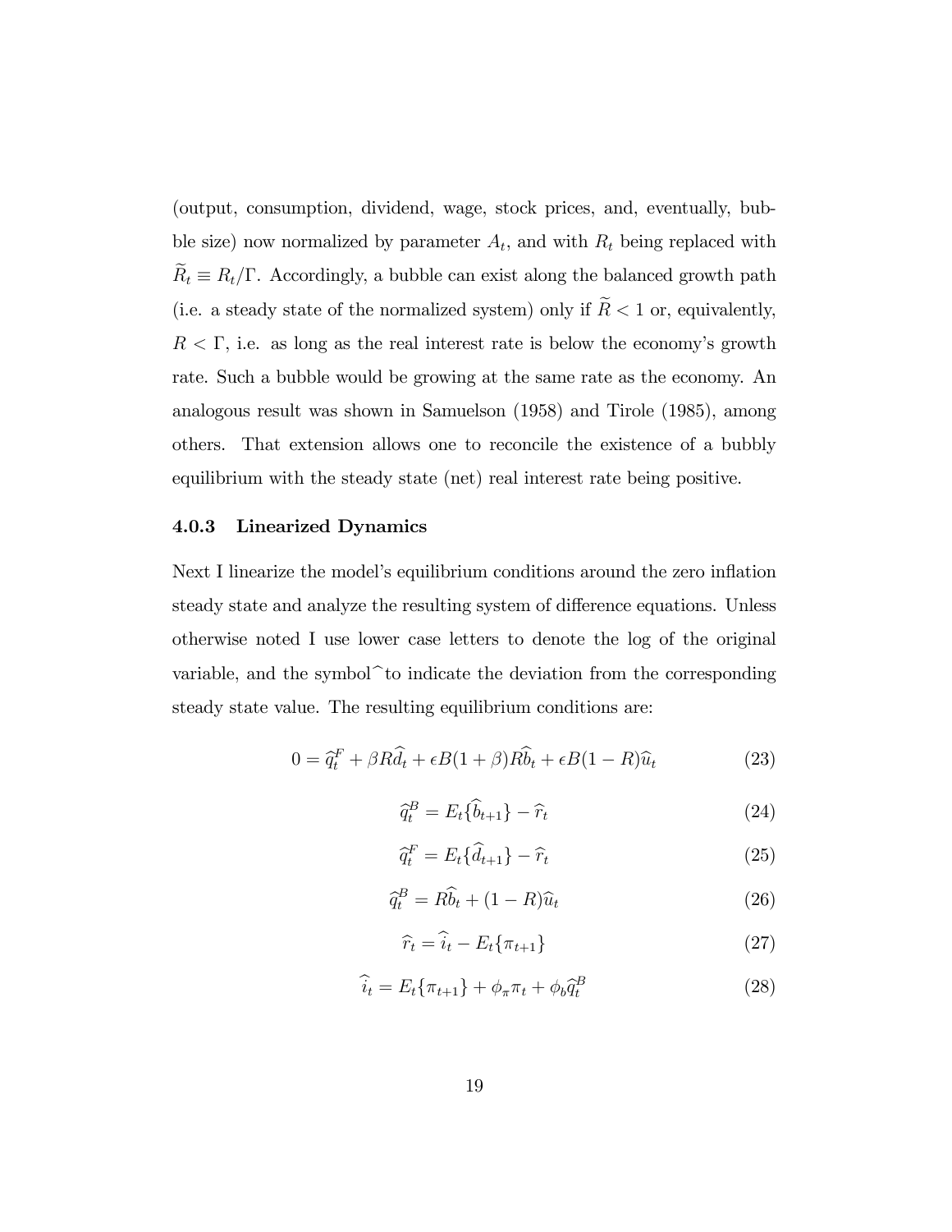(output, consumption, dividend, wage, stock prices, and, eventually, bubble size) now normalized by parameter $A_t$, and with $R_t$ being replaced with $\widetilde{R}_t \equiv R_t/\Gamma$. Accordingly, a bubble can exist along the balanced growth path (i.e. a steady state of the normalized system) only if $\widetilde{R} < 1$ or, equivalently, $R < \Gamma$, i.e. as long as the real interest rate is below the economy's growth rate. Such a bubble would be growing at the same rate as the economy. An analogous result was shown in Samuelson (1958) and Tirole (1985), among others. That extension allows one to reconcile the existence of a bubbly equilibrium with the steady state (net) real interest rate being positive.

### 4.0.3 Linearized Dynamics

Next I linearize the model's equilibrium conditions around the zero inflation steady state and analyze the resulting system of difference equations. Unless otherwise noted I use lower case letters to denote the log of the original variable, and the symbol $\widehat{}$ to indicate the deviation from the corresponding steady state value. The resulting equilibrium conditions are:

$$0 = \widehat{q}_t^F + \beta R \widehat{d}_t + \epsilon B(1+\beta) R \widehat{b}_t + \epsilon B(1-R)\widehat{u}_t \tag{23}$$

$$\widehat{q}_t^B = E_t\{\widehat{b}_{t+1}\} - \widehat{r}_t \tag{24}$$

$$\widehat{q}_t^F = E_t\{\widehat{d}_{t+1}\} - \widehat{r}_t \tag{25}$$

$$\widehat{q}_t^B = R\widehat{b}_t + (1-R)\widehat{u}_t \tag{26}$$

$$\widehat{r}_t = \widehat{i}_t - E_t\{\pi_{t+1}\} \tag{27}$$

$$\widehat{i}_t = E_t\{\pi_{t+1}\} + \phi_\pi \pi_t + \phi_b \widehat{q}_t^B \tag{28}$$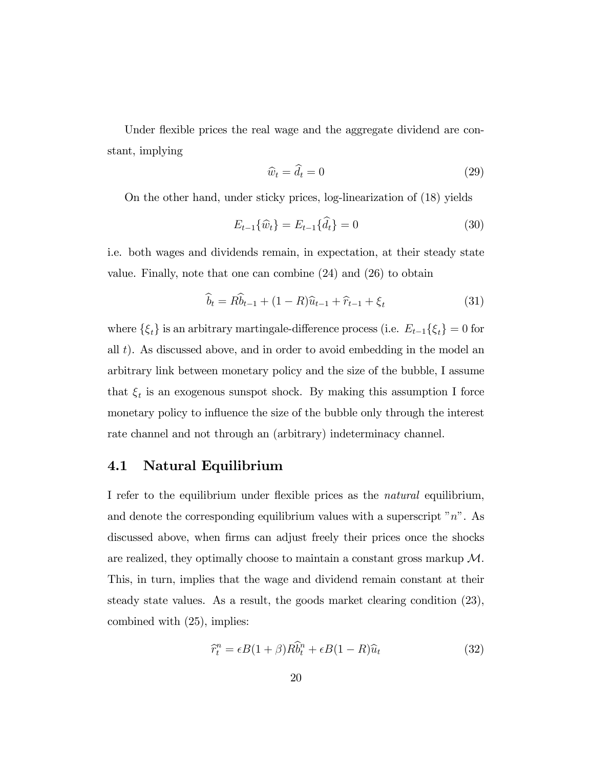Under flexible prices the real wage and the aggregate dividend are constant, implying

$$\widehat{w}_t = \widehat{d}_t = 0 \tag{29}$$

On the other hand, under sticky prices, log-linearization of (18) yields

$$E_{t-1}\{\widehat{w}_t\} = E_{t-1}\{\widehat{d}_t\} = 0 \tag{30}$$

i.e. both wages and dividends remain, in expectation, at their steady state value. Finally, note that one can combine (24) and (26) to obtain

$$\widehat{b}_t = R\widehat{b}_{t-1} + (1-R)\widehat{u}_{t-1} + \widehat{r}_{t-1} + \xi_t \tag{31}$$

where $\{\xi_t\}$ is an arbitrary martingale-difference process (i.e. $E_{t-1}\{\xi_t\} = 0$ for all $t$). As discussed above, and in order to avoid embedding in the model an arbitrary link between monetary policy and the size of the bubble, I assume that $\xi_t$ is an exogenous sunspot shock. By making this assumption I force monetary policy to influence the size of the bubble only through the interest rate channel and not through an (arbitrary) indeterminacy channel.

## 4.1 Natural Equilibrium

I refer to the equilibrium under flexible prices as the *natural* equilibrium, and denote the corresponding equilibrium values with a superscript "$n$". As discussed above, when firms can adjust freely their prices once the shocks are realized, they optimally choose to maintain a constant gross markup $\mathcal{M}$. This, in turn, implies that the wage and dividend remain constant at their steady state values. As a result, the goods market clearing condition (23), combined with (25), implies:

$$\widehat{r}_t^n = \epsilon B(1+\beta)R\widehat{b}_t^n + \epsilon B(1-R)\widehat{u}_t \tag{32}$$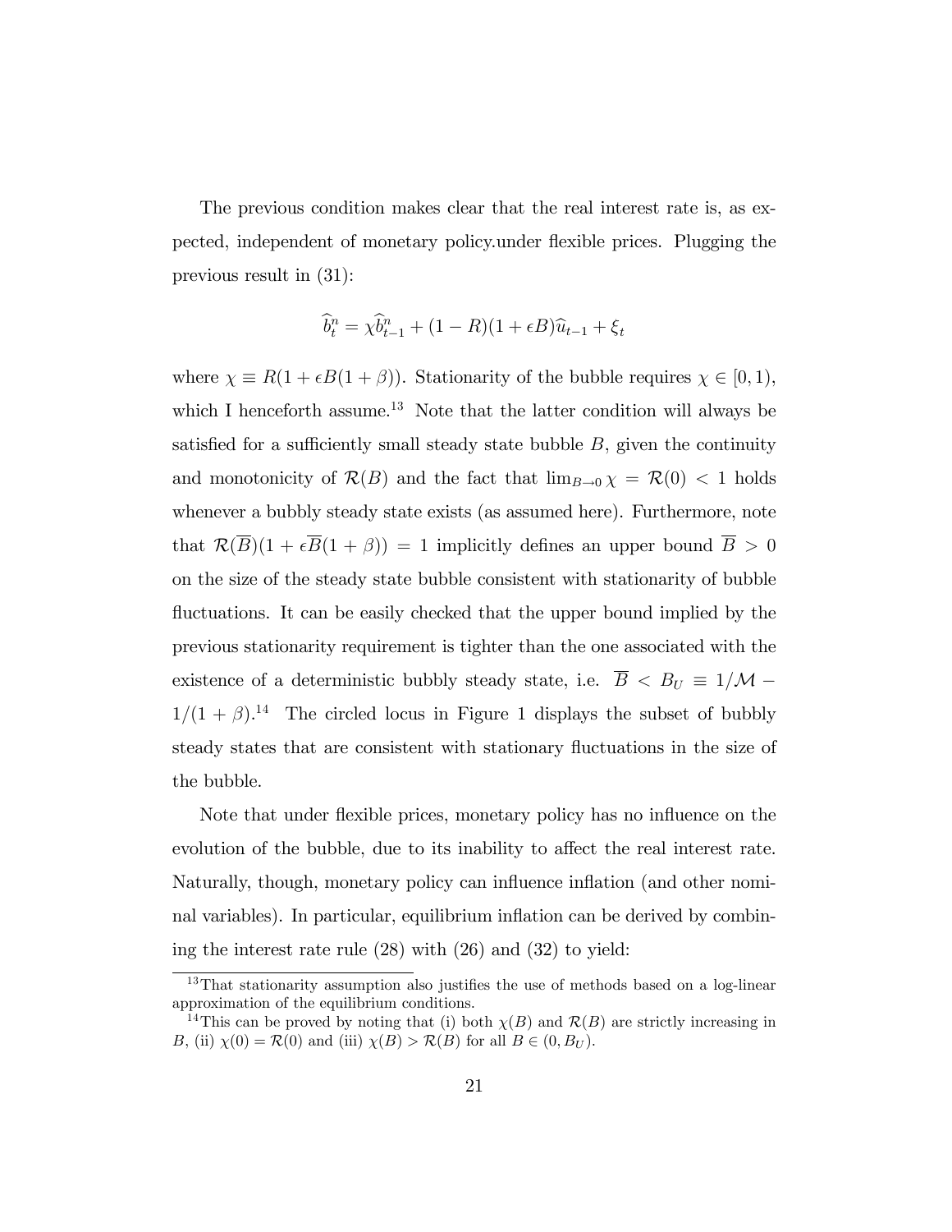The previous condition makes clear that the real interest rate is, as expected, independent of monetary policy.under flexible prices. Plugging the previous result in (31):

$$\widehat{b}_t^n = \chi \widehat{b}_{t-1}^n + (1-R)(1+\epsilon B)\widehat{u}_{t-1} + \xi_t$$

where $\chi \equiv R(1+\epsilon B(1+\beta))$. Stationarity of the bubble requires $\chi \in [0,1)$, which I henceforth assume.[13] Note that the latter condition will always be satisfied for a sufficiently small steady state bubble $B$, given the continuity and monotonicity of $\mathcal{R}(B)$ and the fact that $\lim_{B\to 0} \chi = \mathcal{R}(0) < 1$ holds whenever a bubbly steady state exists (as assumed here). Furthermore, note that $\mathcal{R}(\overline{B})(1+\epsilon\overline{B}(1+\beta)) = 1$ implicitly defines an upper bound $\overline{B} > 0$ on the size of the steady state bubble consistent with stationarity of bubble fluctuations. It can be easily checked that the upper bound implied by the previous stationarity requirement is tighter than the one associated with the existence of a deterministic bubbly steady state, i.e. $\overline{B} < B_U \equiv 1/\mathcal{M} - 1/(1+\beta)$.[14] The circled locus in Figure 1 displays the subset of bubbly steady states that are consistent with stationary fluctuations in the size of the bubble.

Note that under flexible prices, monetary policy has no influence on the evolution of the bubble, due to its inability to affect the real interest rate. Naturally, though, monetary policy can influence inflation (and other nominal variables). In particular, equilibrium inflation can be derived by combining the interest rate rule (28) with (26) and (32) to yield:

[13] That stationarity assumption also justifies the use of methods based on a log-linear approximation of the equilibrium conditions.

[14] This can be proved by noting that (i) both $\chi(B)$ and $\mathcal{R}(B)$ are strictly increasing in $B$, (ii) $\chi(0) = \mathcal{R}(0)$ and (iii) $\chi(B) > \mathcal{R}(B)$ for all $B \in (0, B_U)$.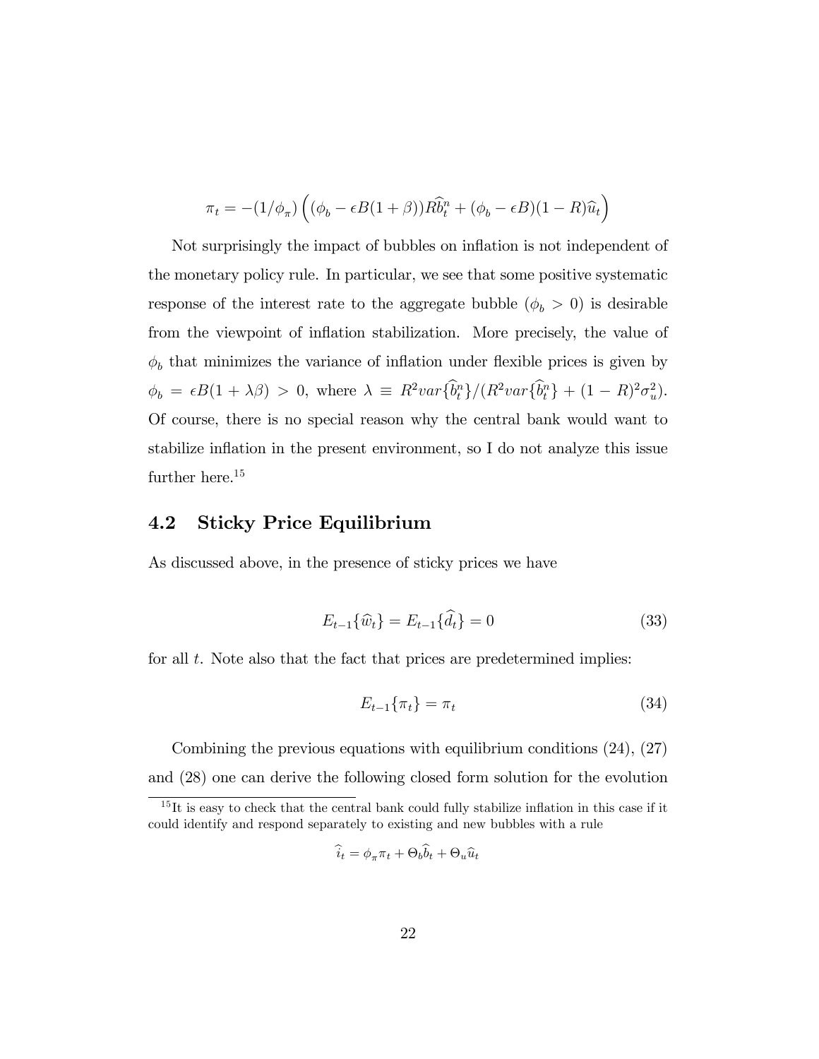$$\pi_t = -(1/\phi_\pi)\left((\phi_b - \epsilon B(1+\beta))R\widehat{b}_t^n + (\phi_b - \epsilon B)(1-R)\widehat{u}_t\right)$$

Not surprisingly the impact of bubbles on inflation is not independent of the monetary policy rule. In particular, we see that some positive systematic response of the interest rate to the aggregate bubble ($\phi_b > 0$) is desirable from the viewpoint of inflation stabilization. More precisely, the value of $\phi_b$ that minimizes the variance of inflation under flexible prices is given by $\phi_b = \epsilon B(1+\lambda\beta) > 0$, where $\lambda \equiv R^2 var\{\widehat{b}_t^n\}/(R^2 var\{\widehat{b}_t^n\} + (1-R)^2\sigma_u^2)$. Of course, there is no special reason why the central bank would want to stabilize inflation in the present environment, so I do not analyze this issue further here.[15]

## 4.2 Sticky Price Equilibrium

As discussed above, in the presence of sticky prices we have

$$E_{t-1}\{\widehat{w}_t\} = E_{t-1}\{\widehat{d}_t\} = 0 \tag{33}$$

for all $t$. Note also that the fact that prices are predetermined implies:

$$E_{t-1}\{\pi_t\} = \pi_t \tag{34}$$

Combining the previous equations with equilibrium conditions (24), (27) and (28) one can derive the following closed form solution for the evolution

[15] It is easy to check that the central bank could fully stabilize inflation in this case if it could identify and respond separately to existing and new bubbles with a rule

$$\widehat{i}_t = \phi_\pi \pi_t + \Theta_b \widehat{b}_t + \Theta_u \widehat{u}_t$$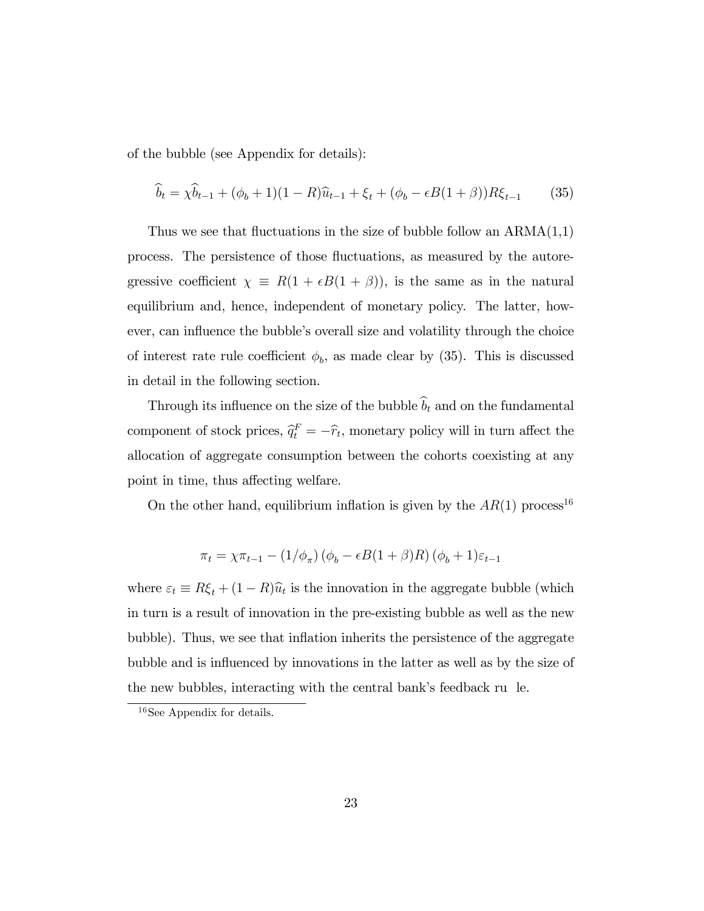of the bubble (see Appendix for details):

$$\widehat{b}_t = \chi \widehat{b}_{t-1} + (\phi_b + 1)(1 - R)\widehat{u}_{t-1} + \xi_t + (\phi_b - \epsilon B(1+\beta))R\xi_{t-1} \tag{35}$$

Thus we see that fluctuations in the size of bubble follow an ARMA(1,1) process. The persistence of those fluctuations, as measured by the autoregressive coefficient $\chi \equiv R(1 + \epsilon B(1+\beta))$, is the same as in the natural equilibrium and, hence, independent of monetary policy. The latter, however, can influence the bubble's overall size and volatility through the choice of interest rate rule coefficient $\phi_b$, as made clear by (35). This is discussed in detail in the following section.

Through its influence on the size of the bubble $\widehat{b}_t$ and on the fundamental component of stock prices, $\widehat{q}_t^F = -\widehat{r}_t$, monetary policy will in turn affect the allocation of aggregate consumption between the cohorts coexisting at any point in time, thus affecting welfare.

On the other hand, equilibrium inflation is given by the $AR(1)$ process[16]

$$\pi_t = \chi \pi_{t-1} - (1/\phi_\pi)\,(\phi_b - \epsilon B(1+\beta)R)\,(\phi_b + 1)\varepsilon_{t-1}$$

where $\varepsilon_t \equiv R\xi_t + (1-R)\widehat{u}_t$ is the innovation in the aggregate bubble (which in turn is a result of innovation in the pre-existing bubble as well as the new bubble). Thus, we see that inflation inherits the persistence of the aggregate bubble and is influenced by innovations in the latter as well as by the size of the new bubbles, interacting with the central bank's feedback ru le.

[16] See Appendix for details.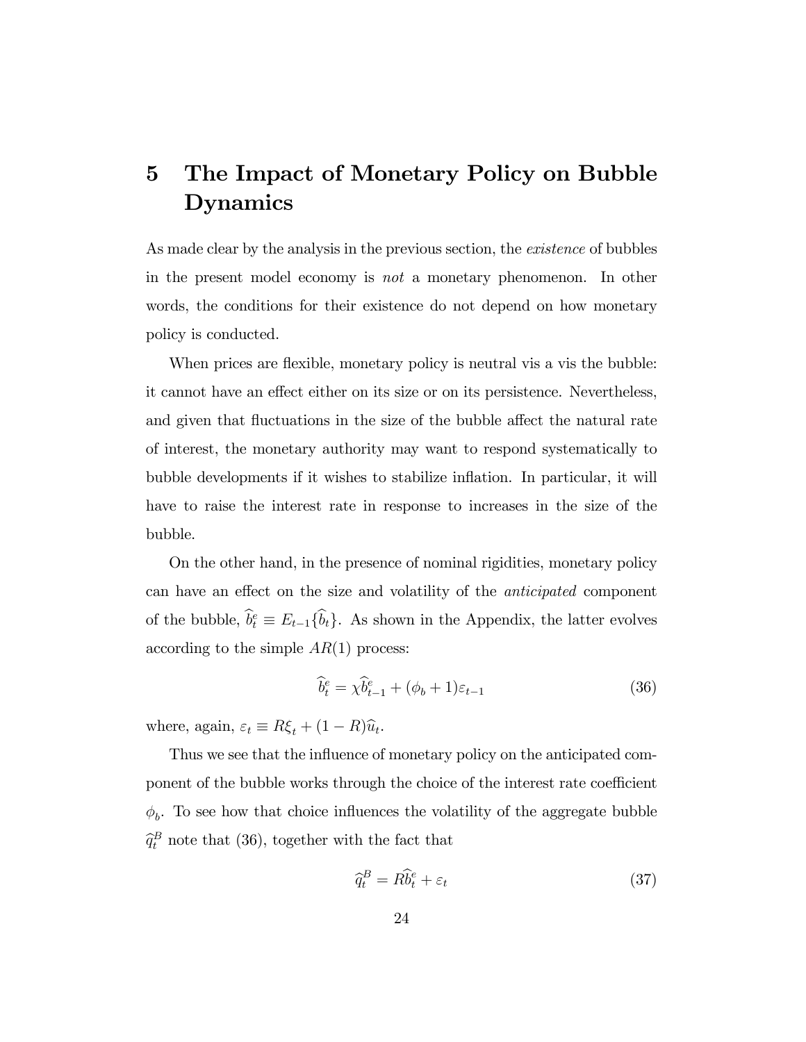# 5 The Impact of Monetary Policy on Bubble Dynamics

As made clear by the analysis in the previous section, the *existence* of bubbles in the present model economy is *not* a monetary phenomenon. In other words, the conditions for their existence do not depend on how monetary policy is conducted.

When prices are flexible, monetary policy is neutral vis a vis the bubble: it cannot have an effect either on its size or on its persistence. Nevertheless, and given that fluctuations in the size of the bubble affect the natural rate of interest, the monetary authority may want to respond systematically to bubble developments if it wishes to stabilize inflation. In particular, it will have to raise the interest rate in response to increases in the size of the bubble.

On the other hand, in the presence of nominal rigidities, monetary policy can have an effect on the size and volatility of the *anticipated* component of the bubble, $\widehat{b}_t^e \equiv E_{t-1}\{\widehat{b}_t\}$. As shown in the Appendix, the latter evolves according to the simple $AR(1)$ process:

$$\widehat{b}_t^e = \chi \widehat{b}_{t-1}^e + (\phi_b + 1)\varepsilon_{t-1} \tag{36}$$

where, again, $\varepsilon_t \equiv R\xi_t + (1-R)\widehat{u}_t$.

Thus we see that the influence of monetary policy on the anticipated component of the bubble works through the choice of the interest rate coefficient $\phi_b$. To see how that choice influences the volatility of the aggregate bubble $\widehat{q}_t^B$ note that (36), together with the fact that

$$\widehat{q}_t^B = R\widehat{b}_t^e + \varepsilon_t \tag{37}$$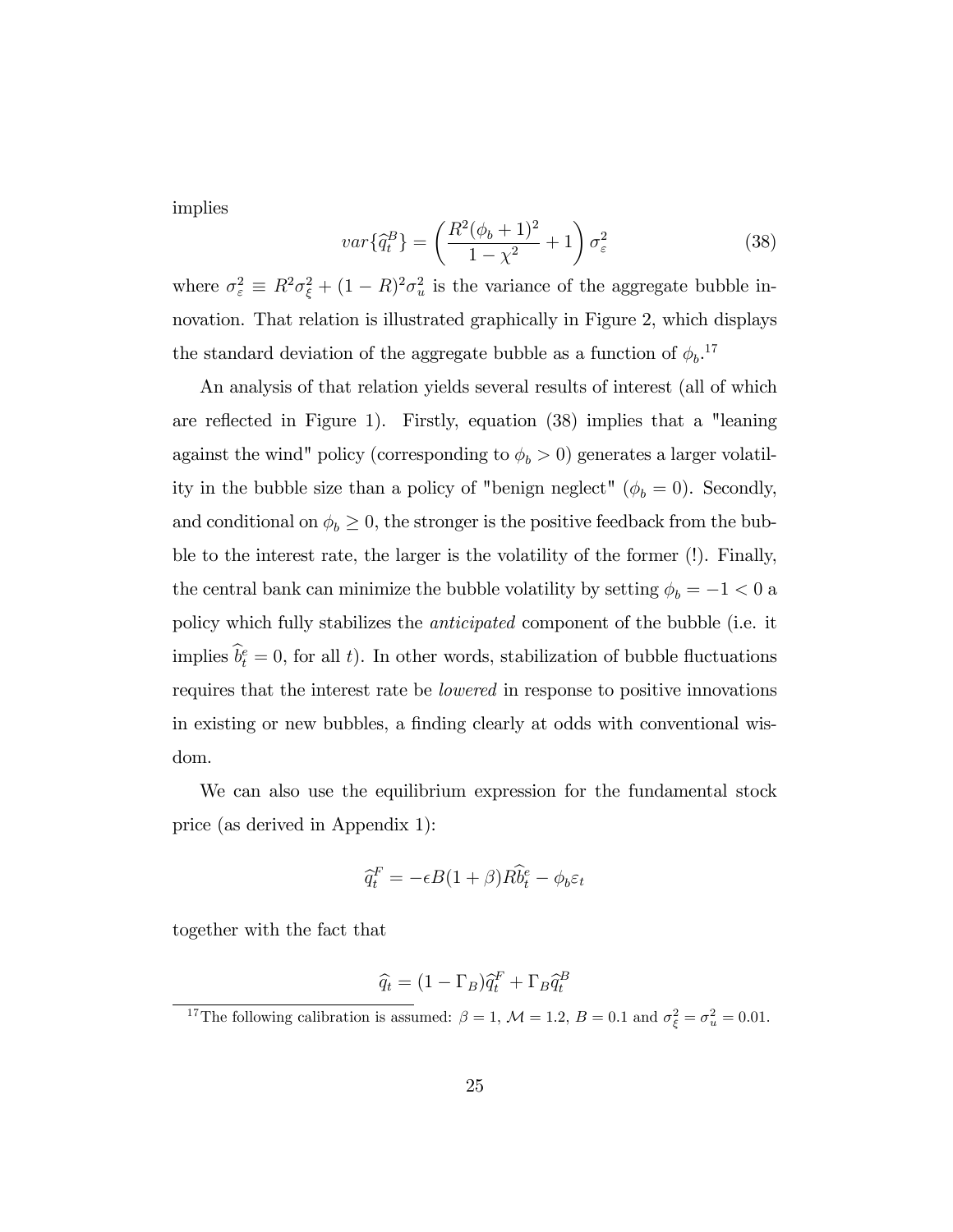implies

$$var\{\widehat{q}_t^B\} = \left( \frac{R^2(\phi_b + 1)^2}{1 - \chi^2} + 1 \right) \sigma_\varepsilon^2 \tag{38}$$

where $\sigma_\varepsilon^2 \equiv R^2\sigma_\xi^2 + (1-R)^2\sigma_u^2$ is the variance of the aggregate bubble innovation. That relation is illustrated graphically in Figure 2, which displays the standard deviation of the aggregate bubble as a function of $\phi_b$.[17]

An analysis of that relation yields several results of interest (all of which are reflected in Figure 1). Firstly, equation (38) implies that a "leaning against the wind" policy (corresponding to $\phi_b > 0$) generates a larger volatility in the bubble size than a policy of "benign neglect" ($\phi_b = 0$). Secondly, and conditional on $\phi_b \geq 0$, the stronger is the positive feedback from the bubble to the interest rate, the larger is the volatility of the former (!). Finally, the central bank can minimize the bubble volatility by setting $\phi_b = -1 < 0$ a policy which fully stabilizes the *anticipated* component of the bubble (i.e. it implies $\widehat{b}_t^e = 0$, for all $t$). In other words, stabilization of bubble fluctuations requires that the interest rate be *lowered* in response to positive innovations in existing or new bubbles, a finding clearly at odds with conventional wisdom.

We can also use the equilibrium expression for the fundamental stock price (as derived in Appendix 1):

$$\widehat{q}_t^F = -\epsilon B(1+\beta)R\widehat{b}_t^e - \phi_b\varepsilon_t$$

together with the fact that

$$\widehat{q}_t = (1 - \Gamma_B)\widehat{q}_t^F + \Gamma_B\widehat{q}_t^B$$

[17] The following calibration is assumed: $\beta = 1$, $\mathcal{M} = 1.2$, $B = 0.1$ and $\sigma_\xi^2 = \sigma_u^2 = 0.01$.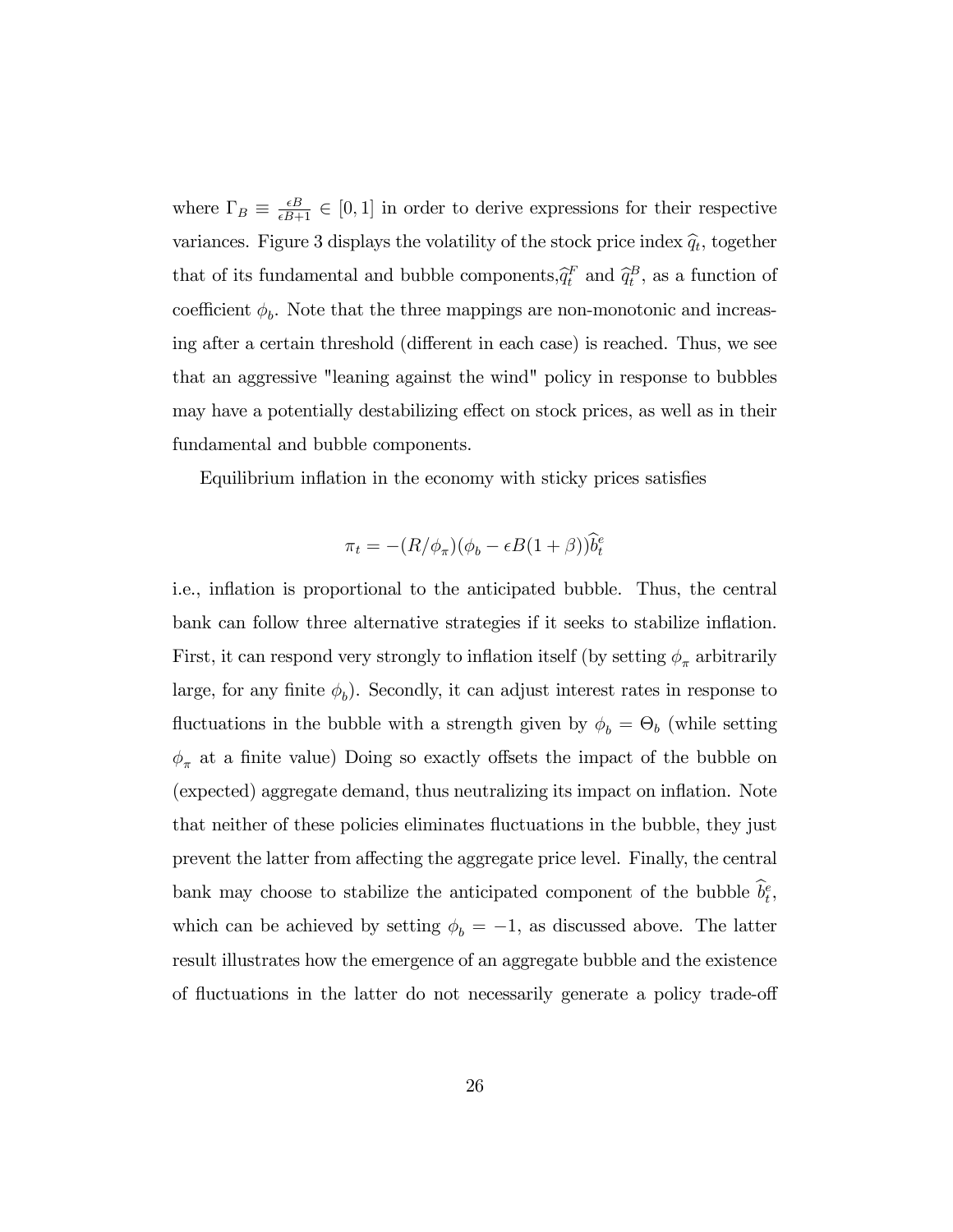where $\Gamma_B \equiv \frac{\epsilon B}{\epsilon B+1} \in [0,1]$ in order to derive expressions for their respective variances. Figure 3 displays the volatility of the stock price index $\widehat{q}_t$, together that of its fundamental and bubble components,$\widehat{q}_t^F$ and $\widehat{q}_t^B$, as a function of coefficient $\phi_b$. Note that the three mappings are non-monotonic and increasing after a certain threshold (different in each case) is reached. Thus, we see that an aggressive "leaning against the wind" policy in response to bubbles may have a potentially destabilizing effect on stock prices, as well as in their fundamental and bubble components.

Equilibrium inflation in the economy with sticky prices satisfies

$$\pi_t = -(R/\phi_\pi)(\phi_b - \epsilon B(1+\beta))\widehat{b}_t^e$$

i.e., inflation is proportional to the anticipated bubble. Thus, the central bank can follow three alternative strategies if it seeks to stabilize inflation. First, it can respond very strongly to inflation itself (by setting $\phi_\pi$ arbitrarily large, for any finite $\phi_b$). Secondly, it can adjust interest rates in response to fluctuations in the bubble with a strength given by $\phi_b = \Theta_b$ (while setting $\phi_\pi$ at a finite value) Doing so exactly offsets the impact of the bubble on (expected) aggregate demand, thus neutralizing its impact on inflation. Note that neither of these policies eliminates fluctuations in the bubble, they just prevent the latter from affecting the aggregate price level. Finally, the central bank may choose to stabilize the anticipated component of the bubble $\widehat{b}_t^e$, which can be achieved by setting $\phi_b = -1$, as discussed above. The latter result illustrates how the emergence of an aggregate bubble and the existence of fluctuations in the latter do not necessarily generate a policy trade-off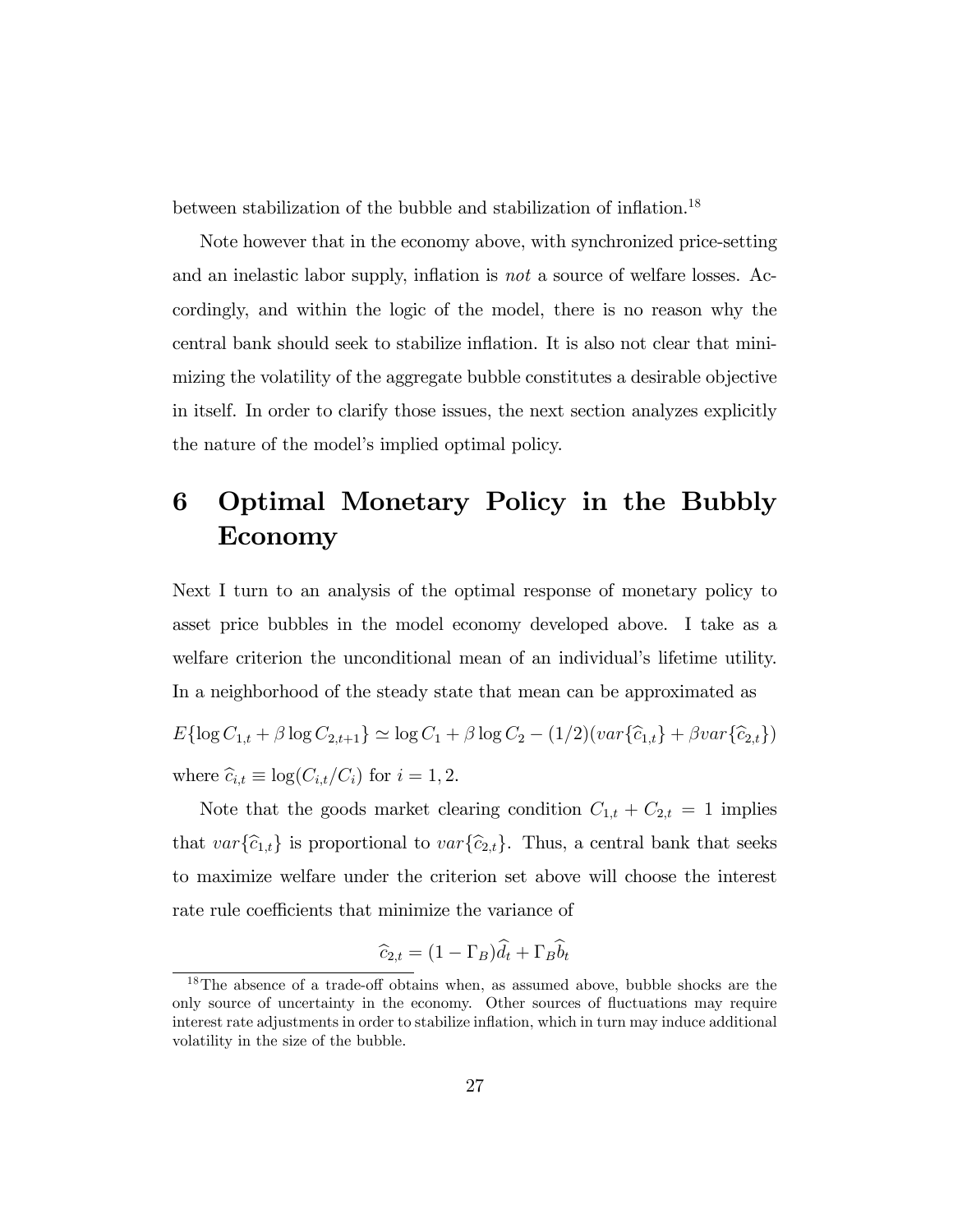between stabilization of the bubble and stabilization of inflation.[18]

Note however that in the economy above, with synchronized price-setting and an inelastic labor supply, inflation is *not* a source of welfare losses. Accordingly, and within the logic of the model, there is no reason why the central bank should seek to stabilize inflation. It is also not clear that minimizing the volatility of the aggregate bubble constitutes a desirable objective in itself. In order to clarify those issues, the next section analyzes explicitly the nature of the model's implied optimal policy.

# 6 Optimal Monetary Policy in the Bubbly Economy

Next I turn to an analysis of the optimal response of monetary policy to asset price bubbles in the model economy developed above. I take as a welfare criterion the unconditional mean of an individual's lifetime utility. In a neighborhood of the steady state that mean can be approximated as

$$E\{\log C_{1,t} + \beta \log C_{2,t+1}\} \simeq \log C_1 + \beta \log C_2 - (1/2)(var\{\widehat{c}_{1,t}\} + \beta var\{\widehat{c}_{2,t}\})$$

where $\widehat{c}_{i,t} \equiv \log(C_{i,t}/C_i)$ for $i = 1, 2$.

Note that the goods market clearing condition $C_{1,t} + C_{2,t} = 1$ implies that $var\{\widehat{c}_{1,t}\}$ is proportional to $var\{\widehat{c}_{2,t}\}$. Thus, a central bank that seeks to maximize welfare under the criterion set above will choose the interest rate rule coefficients that minimize the variance of

$$\widehat{c}_{2,t} = (1 - \Gamma_B)\widehat{d}_t + \Gamma_B \widehat{b}_t$$

[18] The absence of a trade-off obtains when, as assumed above, bubble shocks are the only source of uncertainty in the economy. Other sources of fluctuations may require interest rate adjustments in order to stabilize inflation, which in turn may induce additional volatility in the size of the bubble.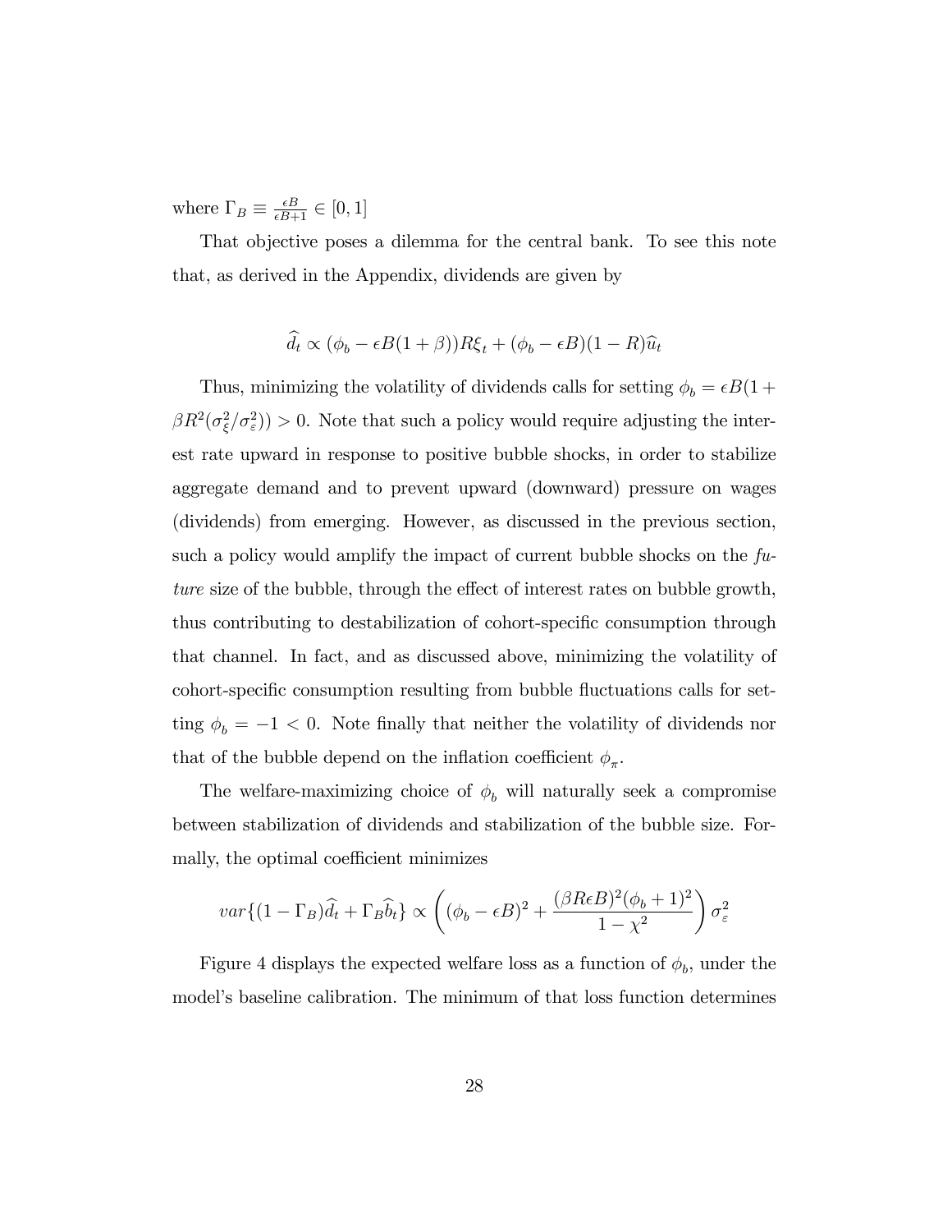where $\Gamma_B \equiv \frac{\epsilon B}{\epsilon B+1} \in [0,1]$

That objective poses a dilemma for the central bank. To see this note that, as derived in the Appendix, dividends are given by

$$\widehat{d}_t \propto (\phi_b - \epsilon B(1+\beta))R\xi_t + (\phi_b - \epsilon B)(1-R)\widehat{u}_t$$

Thus, minimizing the volatility of dividends calls for setting $\phi_b = \epsilon B(1 + \beta R^2(\sigma_\xi^2/\sigma_\varepsilon^2)) > 0$. Note that such a policy would require adjusting the interest rate upward in response to positive bubble shocks, in order to stabilize aggregate demand and to prevent upward (downward) pressure on wages (dividends) from emerging. However, as discussed in the previous section, such a policy would amplify the impact of current bubble shocks on the *future* size of the bubble, through the effect of interest rates on bubble growth, thus contributing to destabilization of cohort-specific consumption through that channel. In fact, and as discussed above, minimizing the volatility of cohort-specific consumption resulting from bubble fluctuations calls for setting $\phi_b = -1 < 0$. Note finally that neither the volatility of dividends nor that of the bubble depend on the inflation coefficient $\phi_\pi$.

The welfare-maximizing choice of $\phi_b$ will naturally seek a compromise between stabilization of dividends and stabilization of the bubble size. Formally, the optimal coefficient minimizes

$$var\{(1-\Gamma_B)\widehat{d}_t + \Gamma_B\widehat{b}_t\} \propto \left((\phi_b - \epsilon B)^2 + \frac{(\beta R\epsilon B)^2(\phi_b+1)^2}{1-\chi^2}\right)\sigma_\varepsilon^2$$

Figure 4 displays the expected welfare loss as a function of $\phi_b$, under the model's baseline calibration. The minimum of that loss function determines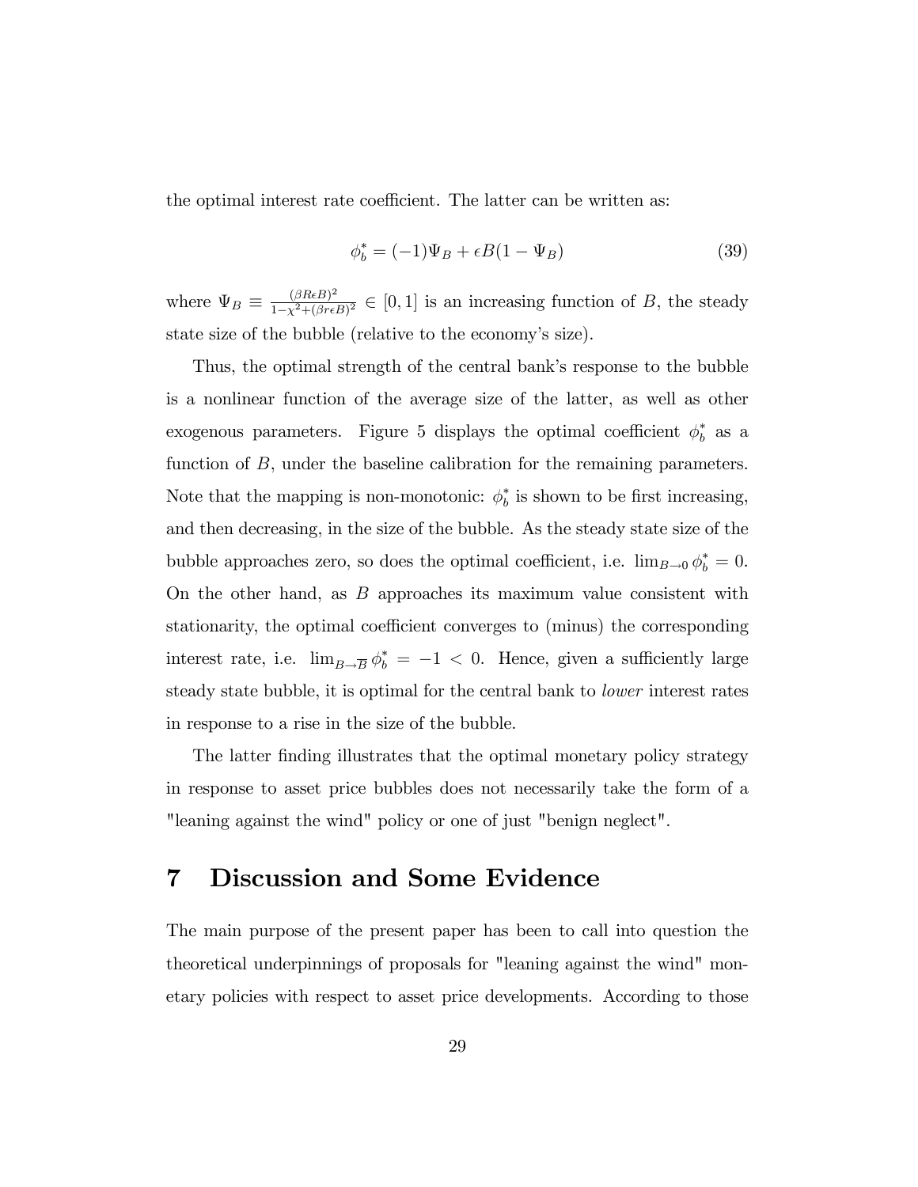the optimal interest rate coefficient. The latter can be written as:

$$\phi_b^* = (-1)\Psi_B + \epsilon B(1 - \Psi_B) \tag{39}$$

where $\Psi_B \equiv \frac{(\beta R \epsilon B)^2}{1-\chi^2+(\beta r \epsilon B)^2} \in [0,1]$ is an increasing function of $B$, the steady state size of the bubble (relative to the economy's size).

Thus, the optimal strength of the central bank's response to the bubble is a nonlinear function of the average size of the latter, as well as other exogenous parameters. Figure 5 displays the optimal coefficient $\phi_b^*$ as a function of $B$, under the baseline calibration for the remaining parameters. Note that the mapping is non-monotonic: $\phi_b^*$ is shown to be first increasing, and then decreasing, in the size of the bubble. As the steady state size of the bubble approaches zero, so does the optimal coefficient, i.e. $\lim_{B \to 0} \phi_b^* = 0$. On the other hand, as $B$ approaches its maximum value consistent with stationarity, the optimal coefficient converges to (minus) the corresponding interest rate, i.e. $\lim_{B \to \overline{B}} \phi_b^* = -1 < 0$. Hence, given a sufficiently large steady state bubble, it is optimal for the central bank to *lower* interest rates in response to a rise in the size of the bubble.

The latter finding illustrates that the optimal monetary policy strategy in response to asset price bubbles does not necessarily take the form of a "leaning against the wind" policy or one of just "benign neglect".

# 7 Discussion and Some Evidence

The main purpose of the present paper has been to call into question the theoretical underpinnings of proposals for "leaning against the wind" monetary policies with respect to asset price developments. According to those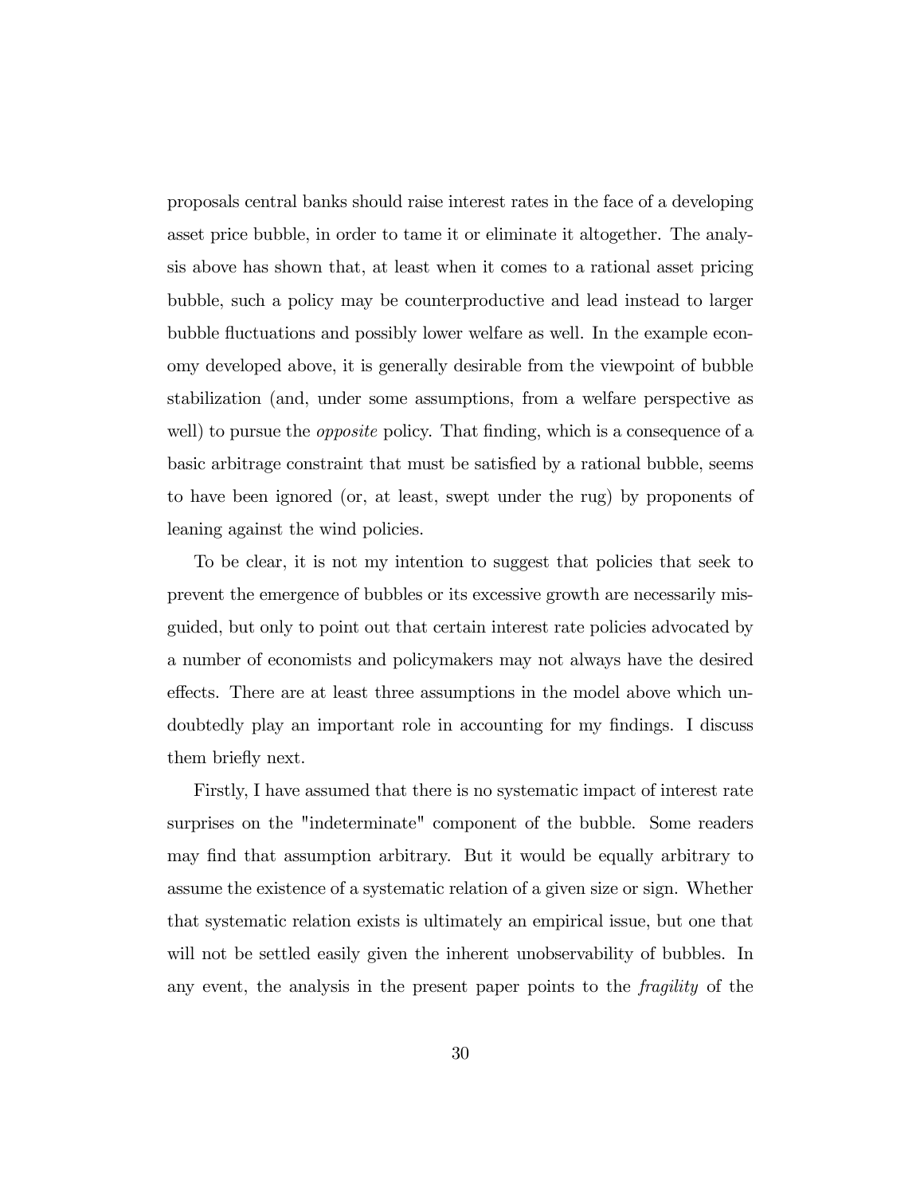proposals central banks should raise interest rates in the face of a developing asset price bubble, in order to tame it or eliminate it altogether. The analysis above has shown that, at least when it comes to a rational asset pricing bubble, such a policy may be counterproductive and lead instead to larger bubble fluctuations and possibly lower welfare as well. In the example economy developed above, it is generally desirable from the viewpoint of bubble stabilization (and, under some assumptions, from a welfare perspective as well) to pursue the *opposite* policy. That finding, which is a consequence of a basic arbitrage constraint that must be satisfied by a rational bubble, seems to have been ignored (or, at least, swept under the rug) by proponents of leaning against the wind policies.

To be clear, it is not my intention to suggest that policies that seek to prevent the emergence of bubbles or its excessive growth are necessarily misguided, but only to point out that certain interest rate policies advocated by a number of economists and policymakers may not always have the desired effects. There are at least three assumptions in the model above which undoubtedly play an important role in accounting for my findings. I discuss them briefly next.

Firstly, I have assumed that there is no systematic impact of interest rate surprises on the "indeterminate" component of the bubble. Some readers may find that assumption arbitrary. But it would be equally arbitrary to assume the existence of a systematic relation of a given size or sign. Whether that systematic relation exists is ultimately an empirical issue, but one that will not be settled easily given the inherent unobservability of bubbles. In any event, the analysis in the present paper points to the *fragility* of the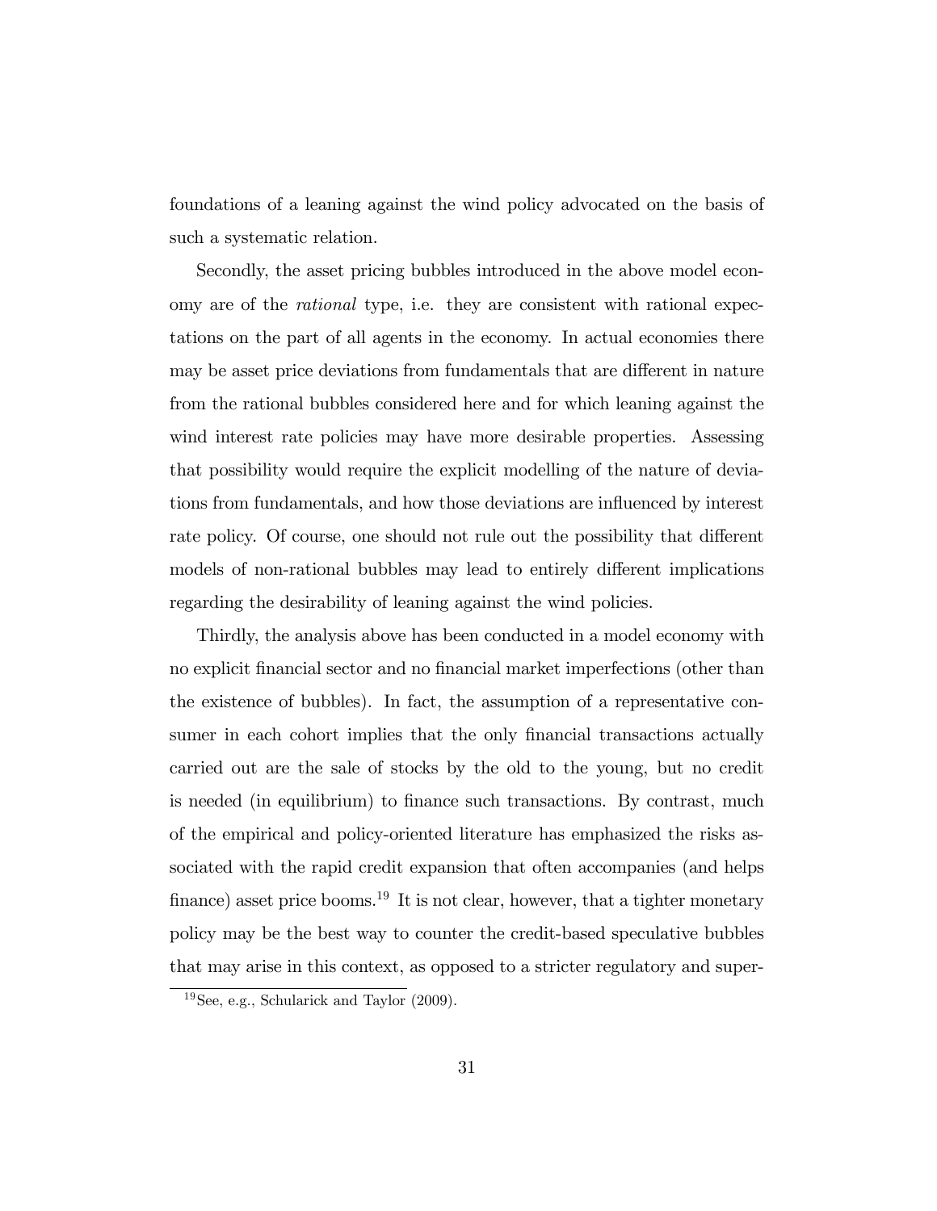foundations of a leaning against the wind policy advocated on the basis of such a systematic relation.

Secondly, the asset pricing bubbles introduced in the above model economy are of the *rational* type, i.e. they are consistent with rational expectations on the part of all agents in the economy. In actual economies there may be asset price deviations from fundamentals that are different in nature from the rational bubbles considered here and for which leaning against the wind interest rate policies may have more desirable properties. Assessing that possibility would require the explicit modelling of the nature of deviations from fundamentals, and how those deviations are influenced by interest rate policy. Of course, one should not rule out the possibility that different models of non-rational bubbles may lead to entirely different implications regarding the desirability of leaning against the wind policies.

Thirdly, the analysis above has been conducted in a model economy with no explicit financial sector and no financial market imperfections (other than the existence of bubbles). In fact, the assumption of a representative consumer in each cohort implies that the only financial transactions actually carried out are the sale of stocks by the old to the young, but no credit is needed (in equilibrium) to finance such transactions. By contrast, much of the empirical and policy-oriented literature has emphasized the risks associated with the rapid credit expansion that often accompanies (and helps finance) asset price booms.[19] It is not clear, however, that a tighter monetary policy may be the best way to counter the credit-based speculative bubbles that may arise in this context, as opposed to a stricter regulatory and super-

[19] See, e.g., Schularick and Taylor (2009).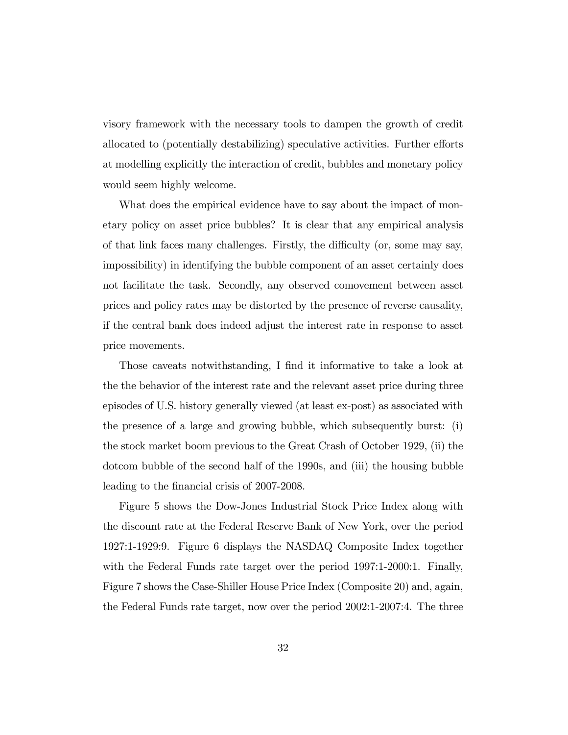visory framework with the necessary tools to dampen the growth of credit allocated to (potentially destabilizing) speculative activities. Further efforts at modelling explicitly the interaction of credit, bubbles and monetary policy would seem highly welcome.

What does the empirical evidence have to say about the impact of monetary policy on asset price bubbles? It is clear that any empirical analysis of that link faces many challenges. Firstly, the difficulty (or, some may say, impossibility) in identifying the bubble component of an asset certainly does not facilitate the task. Secondly, any observed comovement between asset prices and policy rates may be distorted by the presence of reverse causality, if the central bank does indeed adjust the interest rate in response to asset price movements.

Those caveats notwithstanding, I find it informative to take a look at the the behavior of the interest rate and the relevant asset price during three episodes of U.S. history generally viewed (at least ex-post) as associated with the presence of a large and growing bubble, which subsequently burst: (i) the stock market boom previous to the Great Crash of October 1929, (ii) the dotcom bubble of the second half of the 1990s, and (iii) the housing bubble leading to the financial crisis of 2007-2008.

Figure 5 shows the Dow-Jones Industrial Stock Price Index along with the discount rate at the Federal Reserve Bank of New York, over the period 1927:1-1929:9. Figure 6 displays the NASDAQ Composite Index together with the Federal Funds rate target over the period 1997:1-2000:1. Finally, Figure 7 shows the Case-Shiller House Price Index (Composite 20) and, again, the Federal Funds rate target, now over the period 2002:1-2007:4. The three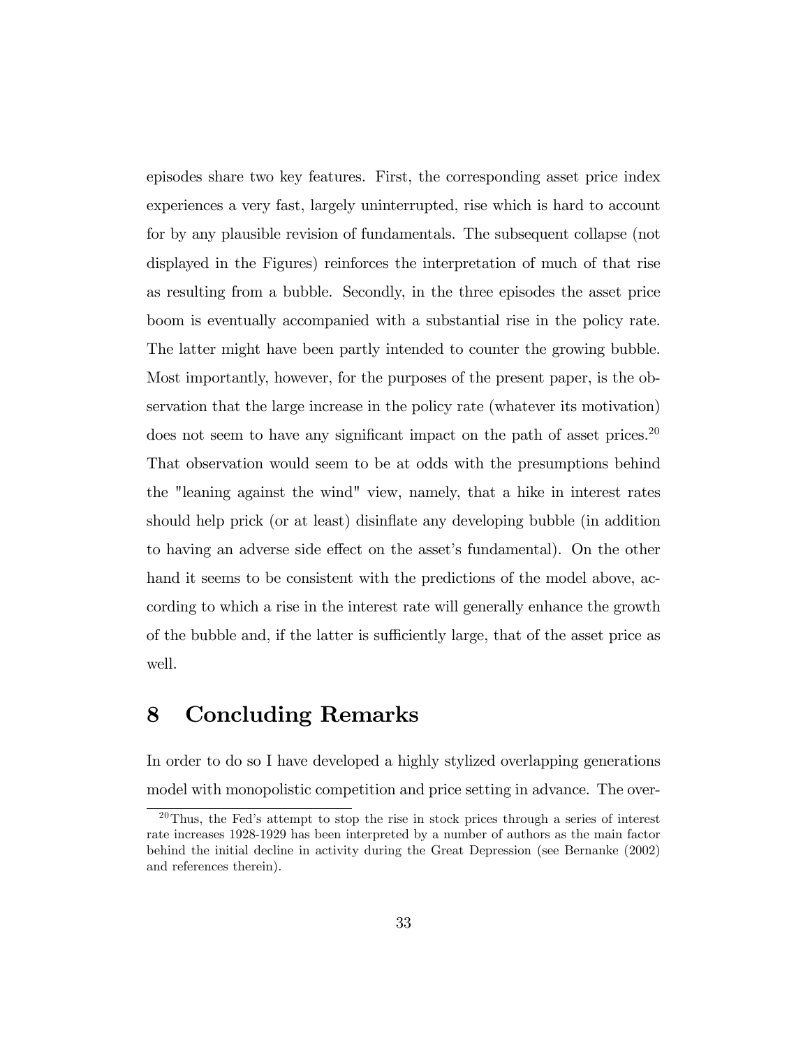episodes share two key features. First, the corresponding asset price index experiences a very fast, largely uninterrupted, rise which is hard to account for by any plausible revision of fundamentals. The subsequent collapse (not displayed in the Figures) reinforces the interpretation of much of that rise as resulting from a bubble. Secondly, in the three episodes the asset price boom is eventually accompanied with a substantial rise in the policy rate. The latter might have been partly intended to counter the growing bubble. Most importantly, however, for the purposes of the present paper, is the observation that the large increase in the policy rate (whatever its motivation) does not seem to have any significant impact on the path of asset prices.[20] That observation would seem to be at odds with the presumptions behind the "leaning against the wind" view, namely, that a hike in interest rates should help prick (or at least) disinflate any developing bubble (in addition to having an adverse side effect on the asset's fundamental). On the other hand it seems to be consistent with the predictions of the model above, according to which a rise in the interest rate will generally enhance the growth of the bubble and, if the latter is sufficiently large, that of the asset price as well.

## 8 Concluding Remarks

In order to do so I have developed a highly stylized overlapping generations model with monopolistic competition and price setting in advance. The over-

[20] Thus, the Fed's attempt to stop the rise in stock prices through a series of interest rate increases 1928-1929 has been interpreted by a number of authors as the main factor behind the initial decline in activity during the Great Depression (see Bernanke (2002) and references therein).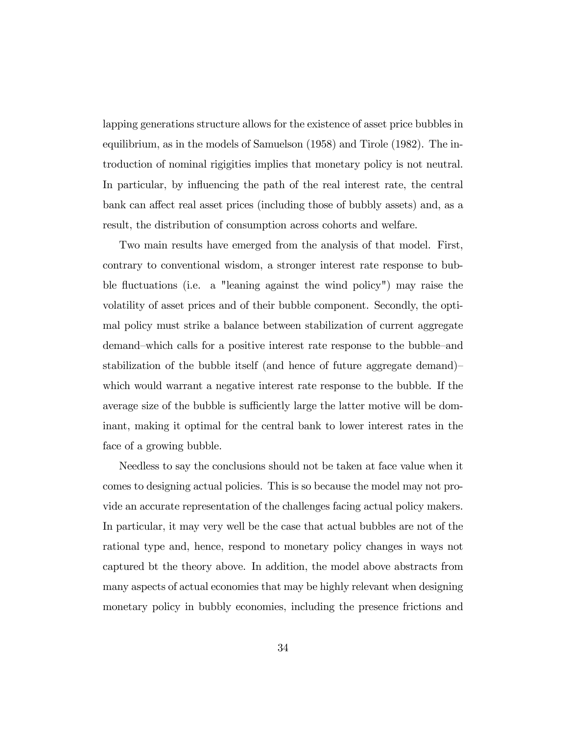lapping generations structure allows for the existence of asset price bubbles in equilibrium, as in the models of Samuelson (1958) and Tirole (1982). The introduction of nominal rigigities implies that monetary policy is not neutral. In particular, by influencing the path of the real interest rate, the central bank can affect real asset prices (including those of bubbly assets) and, as a result, the distribution of consumption across cohorts and welfare.

Two main results have emerged from the analysis of that model. First, contrary to conventional wisdom, a stronger interest rate response to bubble fluctuations (i.e. a "leaning against the wind policy") may raise the volatility of asset prices and of their bubble component. Secondly, the optimal policy must strike a balance between stabilization of current aggregate demand–which calls for a positive interest rate response to the bubble–and stabilization of the bubble itself (and hence of future aggregate demand)–which would warrant a negative interest rate response to the bubble. If the average size of the bubble is sufficiently large the latter motive will be dominant, making it optimal for the central bank to lower interest rates in the face of a growing bubble.

Needless to say the conclusions should not be taken at face value when it comes to designing actual policies. This is so because the model may not provide an accurate representation of the challenges facing actual policy makers. In particular, it may very well be the case that actual bubbles are not of the rational type and, hence, respond to monetary policy changes in ways not captured bt the theory above. In addition, the model above abstracts from many aspects of actual economies that may be highly relevant when designing monetary policy in bubbly economies, including the presence frictions and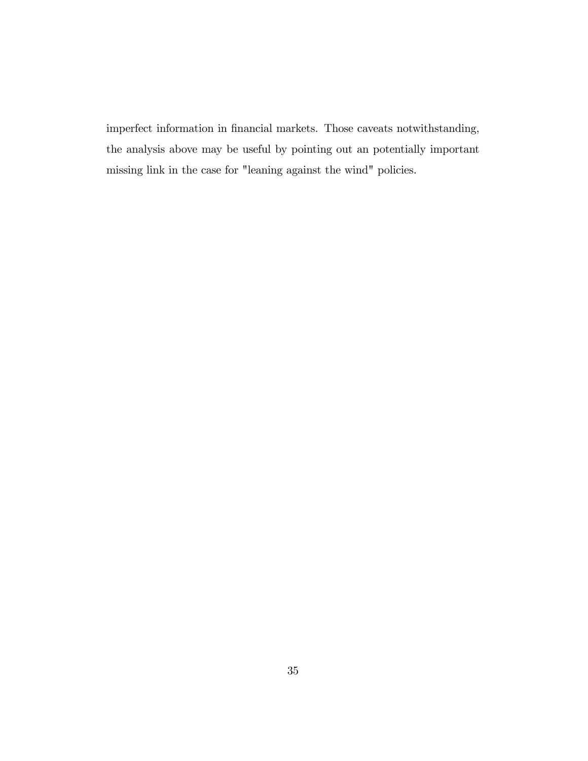imperfect information in financial markets. Those caveats notwithstanding, the analysis above may be useful by pointing out an potentially important missing link in the case for "leaning against the wind" policies.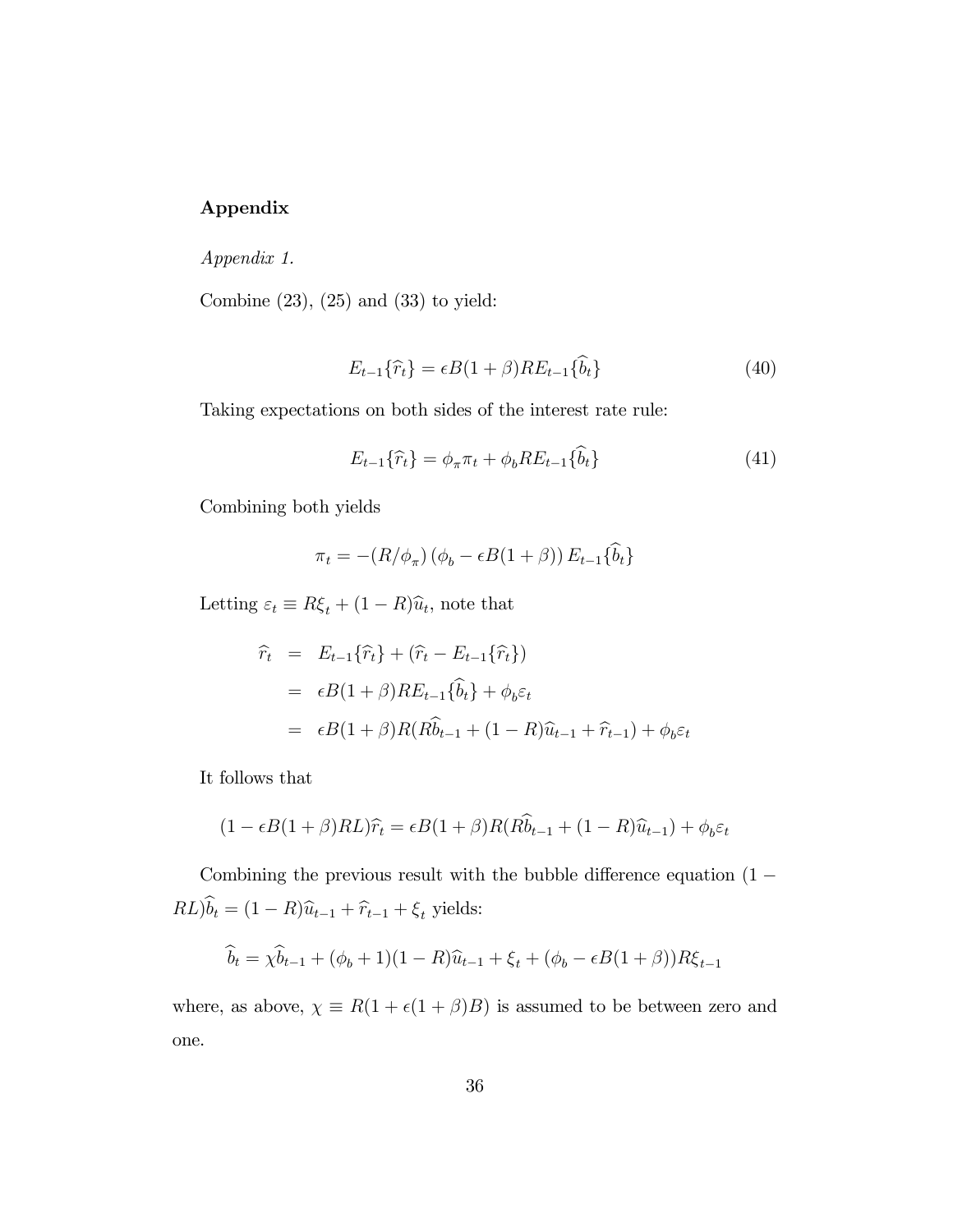## Appendix

*Appendix 1.*

Combine (23), (25) and (33) to yield:

$$E_{t-1}\{\widehat{r}_t\} = \epsilon B(1+\beta)RE_{t-1}\{\widehat{b}_t\} \tag{40}$$

Taking expectations on both sides of the interest rate rule:

$$E_{t-1}\{\widehat{r}_t\} = \phi_\pi \pi_t + \phi_b RE_{t-1}\{\widehat{b}_t\} \tag{41}$$

Combining both yields

$$\pi_t = -(R/\phi_\pi)\left(\phi_b - \epsilon B(1+\beta)\right)E_{t-1}\{\widehat{b}_t\}$$

Letting $\varepsilon_t \equiv R\xi_t + (1-R)\widehat{u}_t$, note that

$$\begin{aligned}
\widehat{r}_t &= E_{t-1}\{\widehat{r}_t\} + (\widehat{r}_t - E_{t-1}\{\widehat{r}_t\}) \\
&= \epsilon B(1+\beta)RE_{t-1}\{\widehat{b}_t\} + \phi_b \varepsilon_t \\
&= \epsilon B(1+\beta)R(R\widehat{b}_{t-1} + (1-R)\widehat{u}_{t-1} + \widehat{r}_{t-1}) + \phi_b \varepsilon_t
\end{aligned}$$

It follows that

$$(1 - \epsilon B(1+\beta)RL)\widehat{r}_t = \epsilon B(1+\beta)R(R\widehat{b}_{t-1} + (1-R)\widehat{u}_{t-1}) + \phi_b \varepsilon_t$$

Combining the previous result with the bubble difference equation $(1 - RL)\widehat{b}_t = (1-R)\widehat{u}_{t-1} + \widehat{r}_{t-1} + \xi_t$ yields:

$$\widehat{b}_t = \chi \widehat{b}_{t-1} + (\phi_b + 1)(1-R)\widehat{u}_{t-1} + \xi_t + (\phi_b - \epsilon B(1+\beta))R\xi_{t-1}$$

where, as above, $\chi \equiv R(1 + \epsilon(1+\beta)B)$ is assumed to be between zero and one.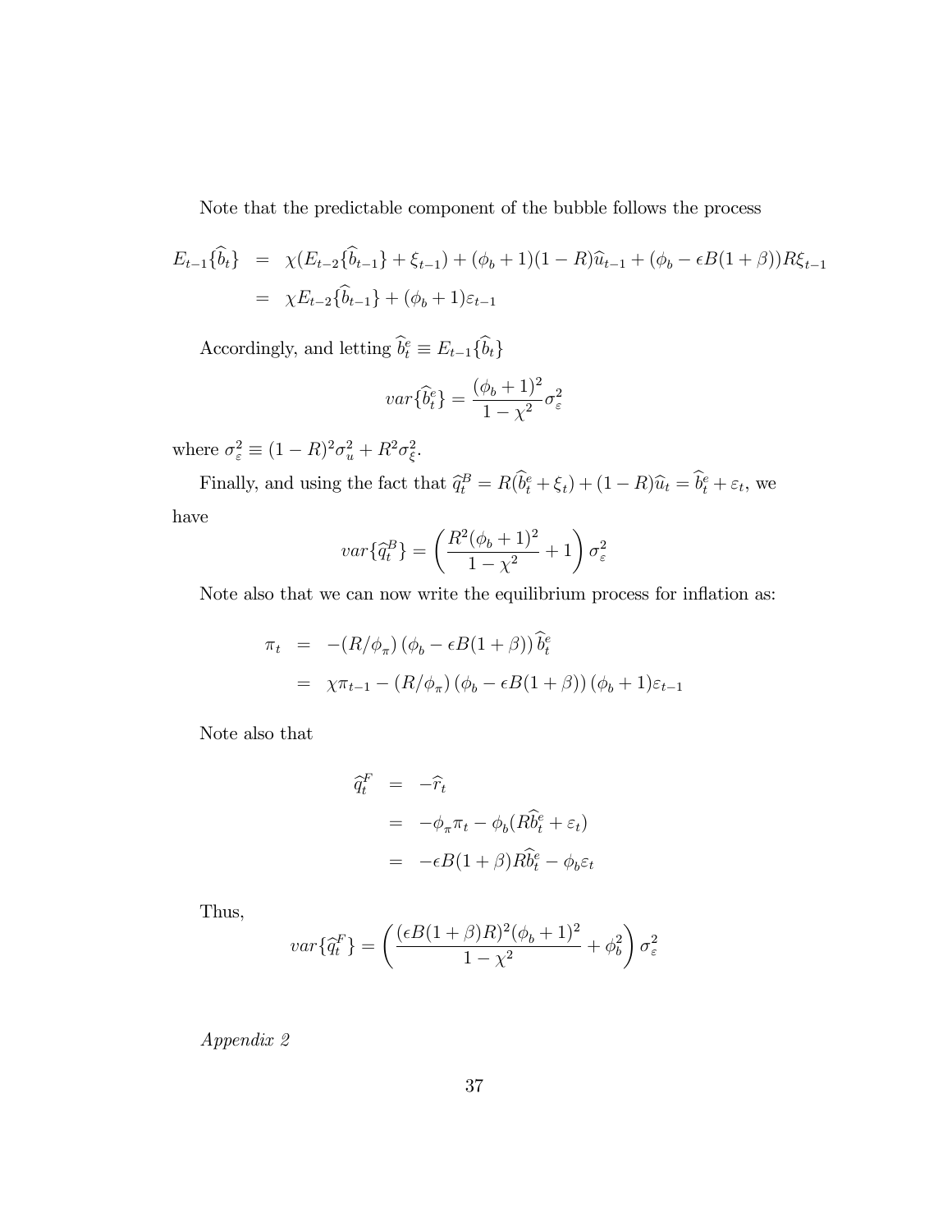Note that the predictable component of the bubble follows the process

$$
\begin{aligned}
E_{t-1}\{\widehat{b}_t\} &= \chi(E_{t-2}\{\widehat{b}_{t-1}\} + \xi_{t-1}) + (\phi_b + 1)(1 - R)\widehat{u}_{t-1} + (\phi_b - \epsilon B(1+\beta))R\xi_{t-1} \\
&= \chi E_{t-2}\{\widehat{b}_{t-1}\} + (\phi_b + 1)\varepsilon_{t-1}
\end{aligned}
$$

Accordingly, and letting $\widehat{b}_t^e \equiv E_{t-1}\{\widehat{b}_t\}$

$$
var\{\widehat{b}_t^e\} = \frac{(\phi_b + 1)^2}{1 - \chi^2}\sigma_\varepsilon^2
$$

where $\sigma_\varepsilon^2 \equiv (1-R)^2\sigma_u^2 + R^2\sigma_\xi^2$.

Finally, and using the fact that $\widehat{q}_t^B = R(\widehat{b}_t^e + \xi_t) + (1-R)\widehat{u}_t = \widehat{b}_t^e + \varepsilon_t$, we have

$$
var\{\widehat{q}_t^B\} = \left(\frac{R^2(\phi_b + 1)^2}{1 - \chi^2} + 1\right)\sigma_\varepsilon^2
$$

Note also that we can now write the equilibrium process for inflation as:

$$
\begin{aligned}
\pi_t &= -(R/\phi_\pi)\left(\phi_b - \epsilon B(1+\beta)\right)\widehat{b}_t^e \\
&= \chi\pi_{t-1} - (R/\phi_\pi)\left(\phi_b - \epsilon B(1+\beta)\right)(\phi_b + 1)\varepsilon_{t-1}
\end{aligned}
$$

Note also that

$$
\begin{aligned}
\widehat{q}_t^F &= -\widehat{r}_t \\
&= -\phi_\pi\pi_t - \phi_b(R\widehat{b}_t^e + \varepsilon_t) \\
&= -\epsilon B(1+\beta)R\widehat{b}_t^e - \phi_b\varepsilon_t
\end{aligned}
$$

Thus,

$$
var\{\widehat{q}_t^F\} = \left(\frac{(\epsilon B(1+\beta)R)^2(\phi_b + 1)^2}{1 - \chi^2} + \phi_b^2\right)\sigma_\varepsilon^2
$$

*Appendix 2*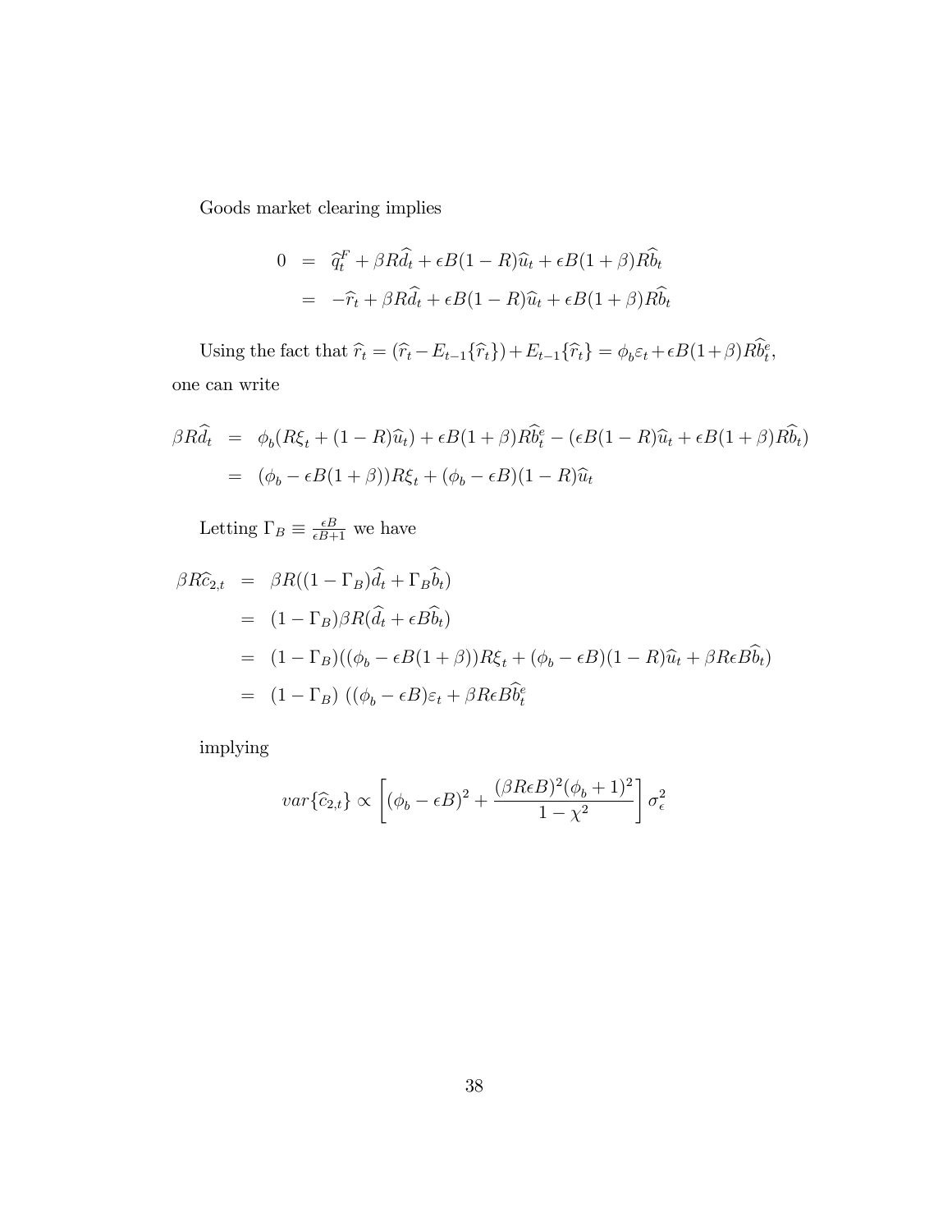Goods market clearing implies

$$
\begin{aligned}
0 &= \widehat{q}_t^F + \beta R\widehat{d}_t + \epsilon B(1-R)\widehat{u}_t + \epsilon B(1+\beta)R\widehat{b}_t \\
&= -\widehat{r}_t + \beta R\widehat{d}_t + \epsilon B(1-R)\widehat{u}_t + \epsilon B(1+\beta)R\widehat{b}_t
\end{aligned}
$$

Using the fact that $\widehat{r}_t = (\widehat{r}_t - E_{t-1}\{\widehat{r}_t\}) + E_{t-1}\{\widehat{r}_t\} = \phi_b\varepsilon_t + \epsilon B(1+\beta)R\widehat{b}_t^e$, one can write

$$
\begin{aligned}
\beta R\widehat{d}_t &= \phi_b(R\xi_t + (1-R)\widehat{u}_t) + \epsilon B(1+\beta)R\widehat{b}_t^e - (\epsilon B(1-R)\widehat{u}_t + \epsilon B(1+\beta)R\widehat{b}_t) \\
&= (\phi_b - \epsilon B(1+\beta))R\xi_t + (\phi_b - \epsilon B)(1-R)\widehat{u}_t
\end{aligned}
$$

Letting $\Gamma_B \equiv \frac{\epsilon B}{\epsilon B+1}$ we have

$$
\begin{aligned}
\beta R\widehat{c}_{2,t} &= \beta R((1-\Gamma_B)\widehat{d}_t + \Gamma_B\widehat{b}_t) \\
&= (1-\Gamma_B)\beta R(\widehat{d}_t + \epsilon B\widehat{b}_t) \\
&= (1-\Gamma_B)((\phi_b - \epsilon B(1+\beta))R\xi_t + (\phi_b - \epsilon B)(1-R)\widehat{u}_t + \beta R\epsilon B\widehat{b}_t) \\
&= (1-\Gamma_B)\left((\phi_b - \epsilon B)\varepsilon_t + \beta R\epsilon B\widehat{b}_t^e\right.
\end{aligned}
$$

implying

$$
var\{\widehat{c}_{2,t}\} \propto \left[(\phi_b - \epsilon B)^2 + \frac{(\beta R\epsilon B)^2(\phi_b+1)^2}{1-\chi^2}\right]\sigma_\epsilon^2
$$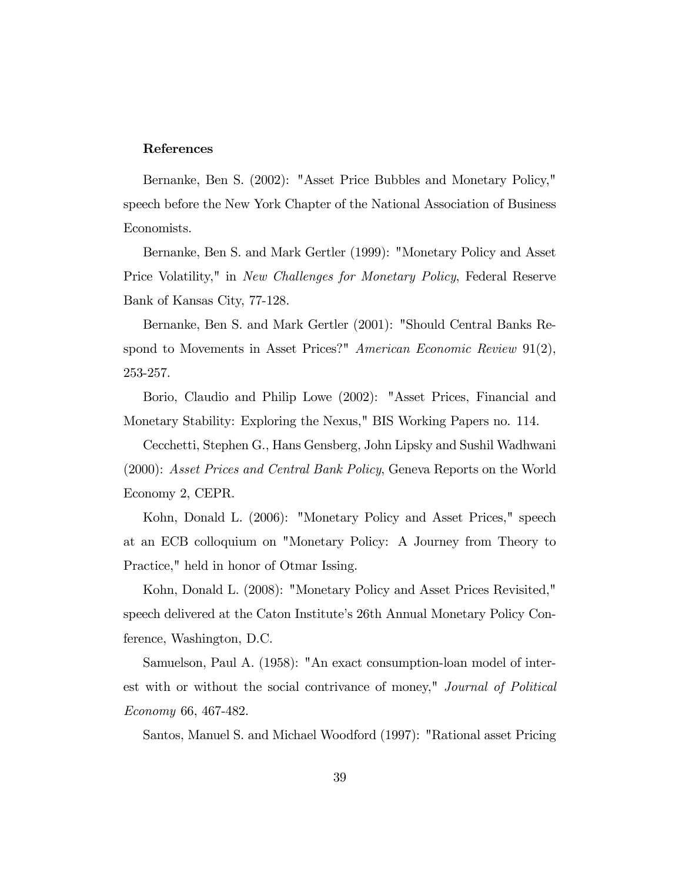**References**

Bernanke, Ben S. (2002): "Asset Price Bubbles and Monetary Policy," speech before the New York Chapter of the National Association of Business Economists.

Bernanke, Ben S. and Mark Gertler (1999): "Monetary Policy and Asset Price Volatility," in *New Challenges for Monetary Policy*, Federal Reserve Bank of Kansas City, 77-128.

Bernanke, Ben S. and Mark Gertler (2001): "Should Central Banks Respond to Movements in Asset Prices?" *American Economic Review* 91(2), 253-257.

Borio, Claudio and Philip Lowe (2002): "Asset Prices, Financial and Monetary Stability: Exploring the Nexus," BIS Working Papers no. 114.

Cecchetti, Stephen G., Hans Gensberg, John Lipsky and Sushil Wadhwani (2000): *Asset Prices and Central Bank Policy*, Geneva Reports on the World Economy 2, CEPR.

Kohn, Donald L. (2006): "Monetary Policy and Asset Prices," speech at an ECB colloquium on "Monetary Policy: A Journey from Theory to Practice," held in honor of Otmar Issing.

Kohn, Donald L. (2008): "Monetary Policy and Asset Prices Revisited," speech delivered at the Caton Institute's 26th Annual Monetary Policy Conference, Washington, D.C.

Samuelson, Paul A. (1958): "An exact consumption-loan model of interest with or without the social contrivance of money," *Journal of Political Economy* 66, 467-482.

Santos, Manuel S. and Michael Woodford (1997): "Rational asset Pricing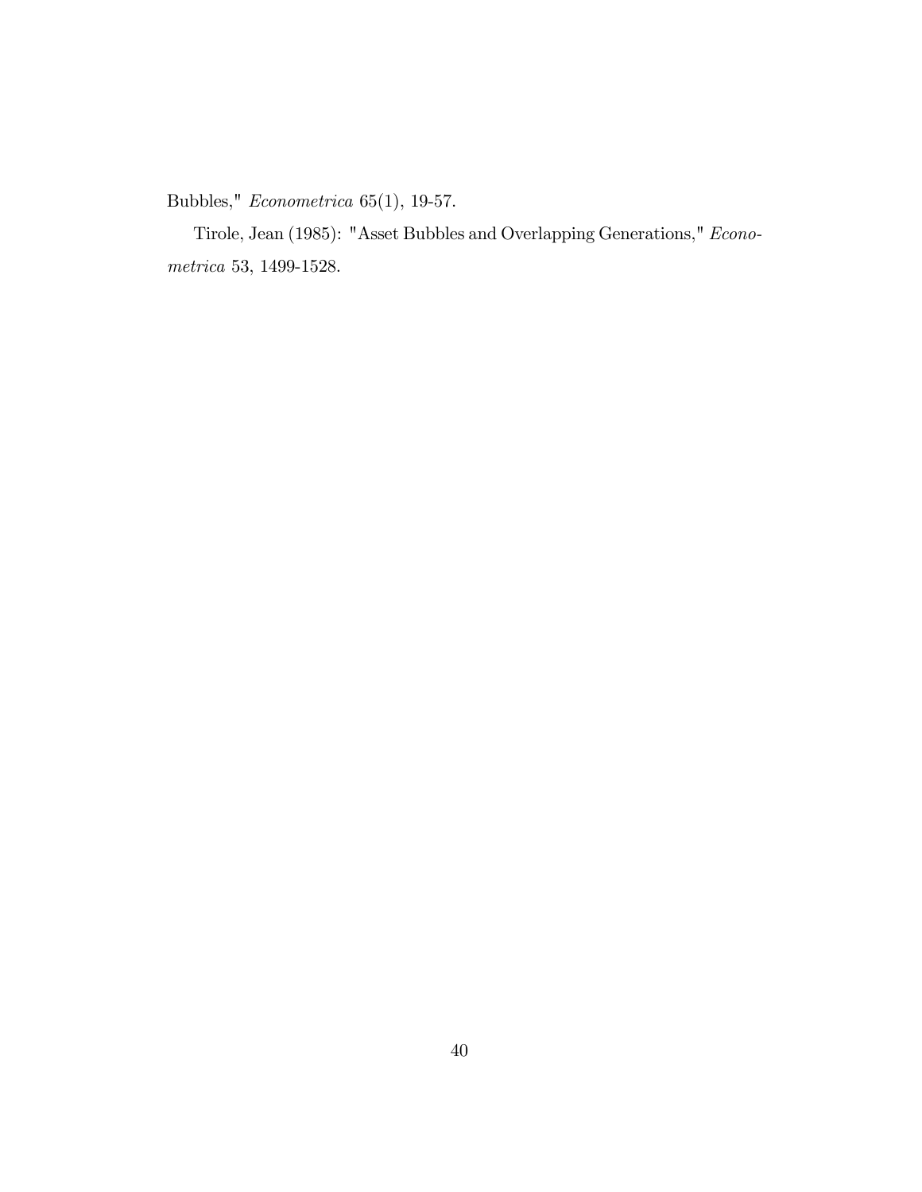Bubbles," *Econometrica* 65(1), 19-57.

Tirole, Jean (1985): "Asset Bubbles and Overlapping Generations," *Econometrica* 53, 1499-1528.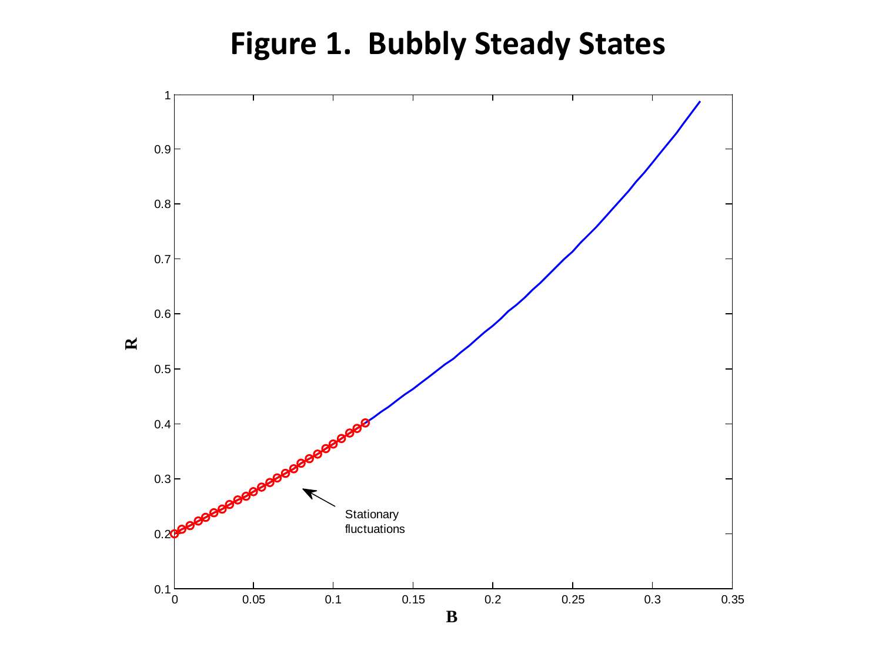# Figure 1. Bubbly Steady States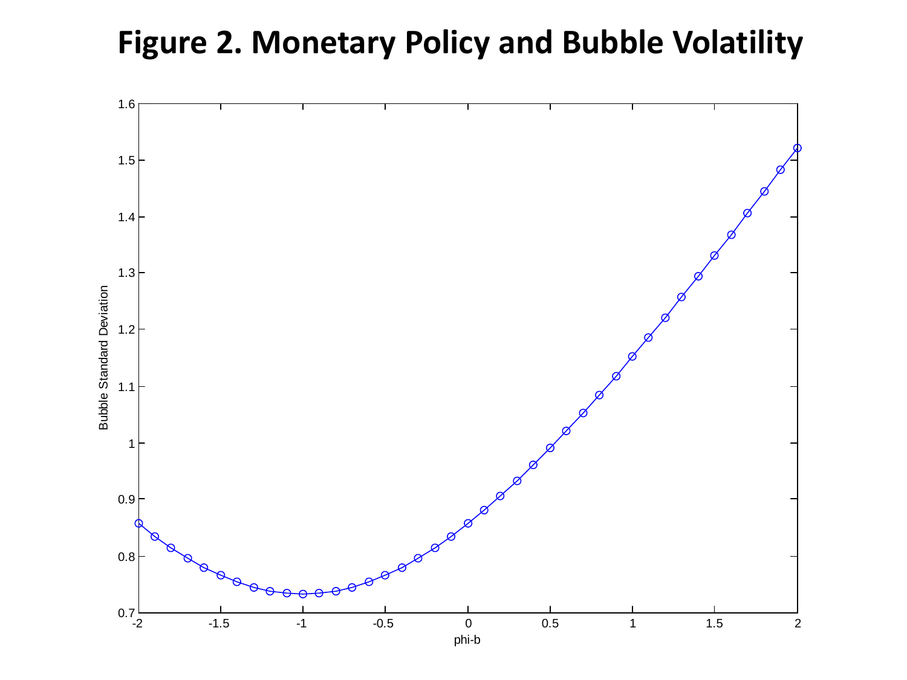# Figure 2. Monetary Policy and Bubble Volatility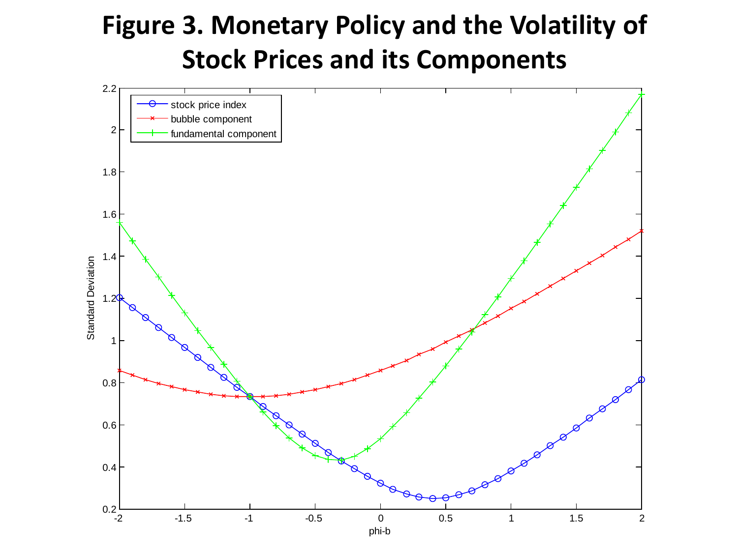# Figure 3. Monetary Policy and the Volatility of Stock Prices and its Components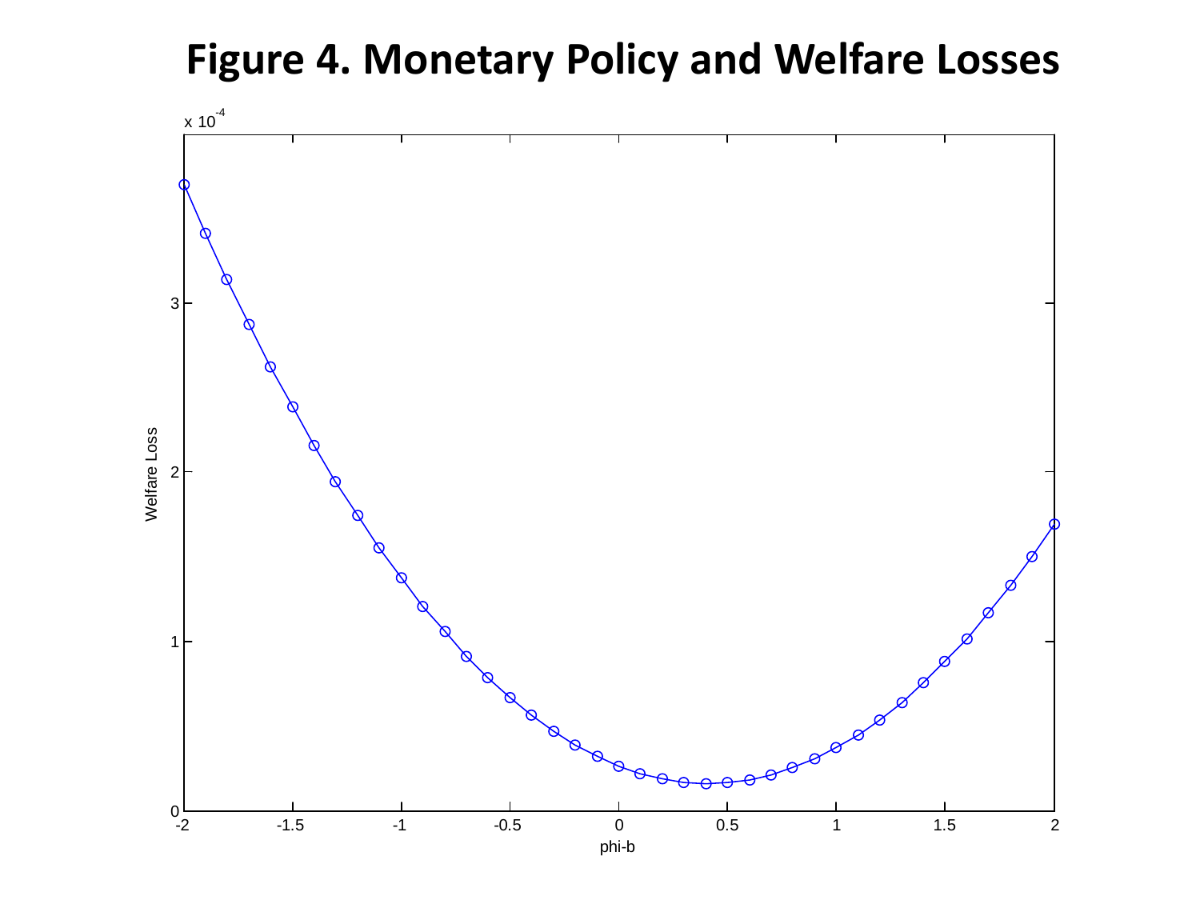# Figure 4. Monetary Policy and Welfare Losses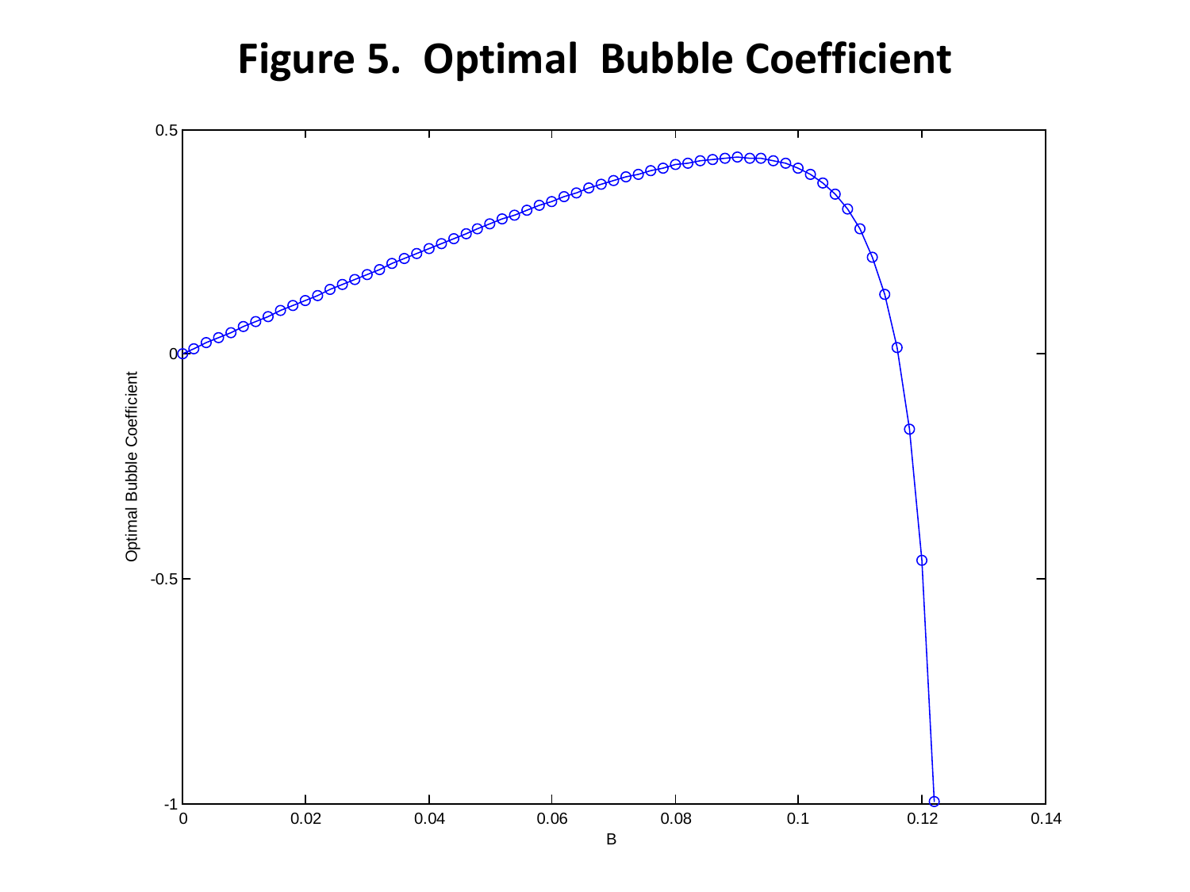# Figure 5. Optimal Bubble Coefficient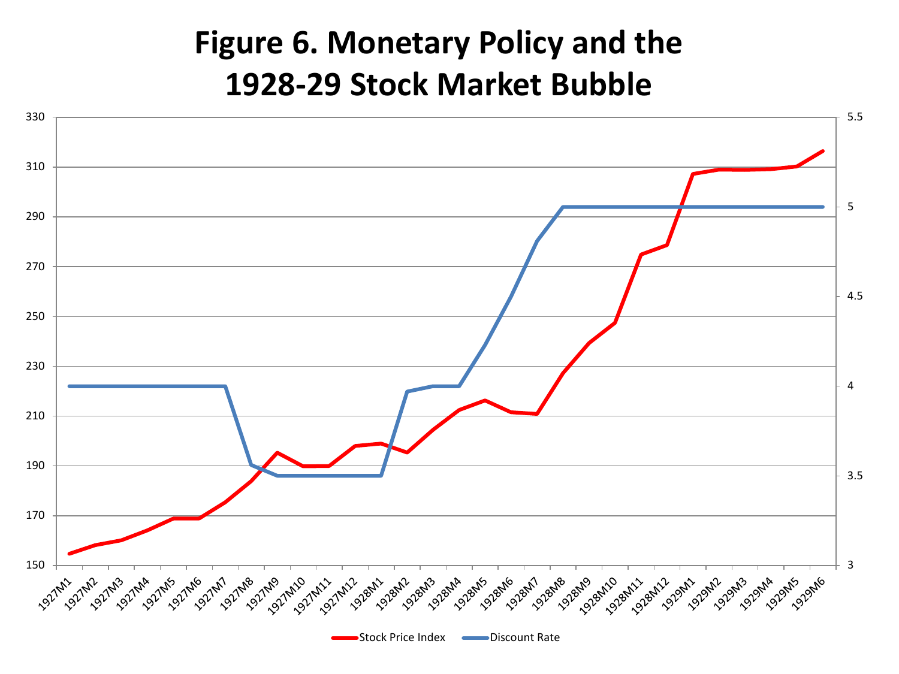# Figure 6. Monetary Policy and the 1928-29 Stock Market Bubble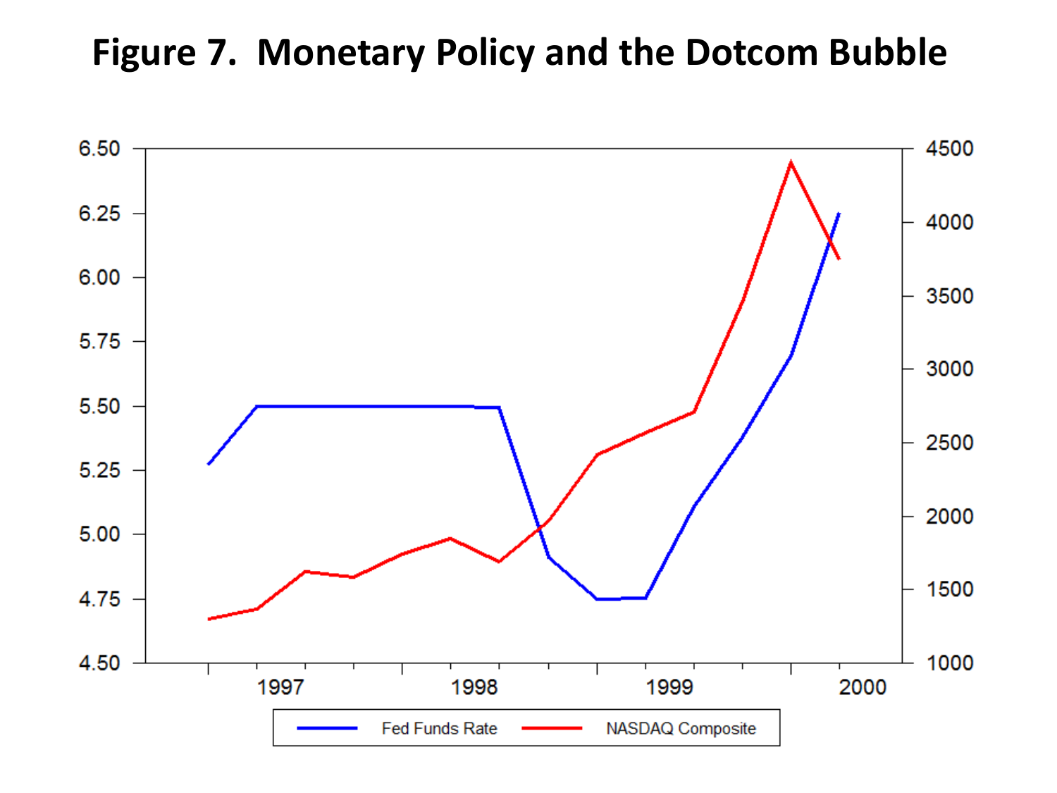# Figure 7. Monetary Policy and the Dotcom Bubble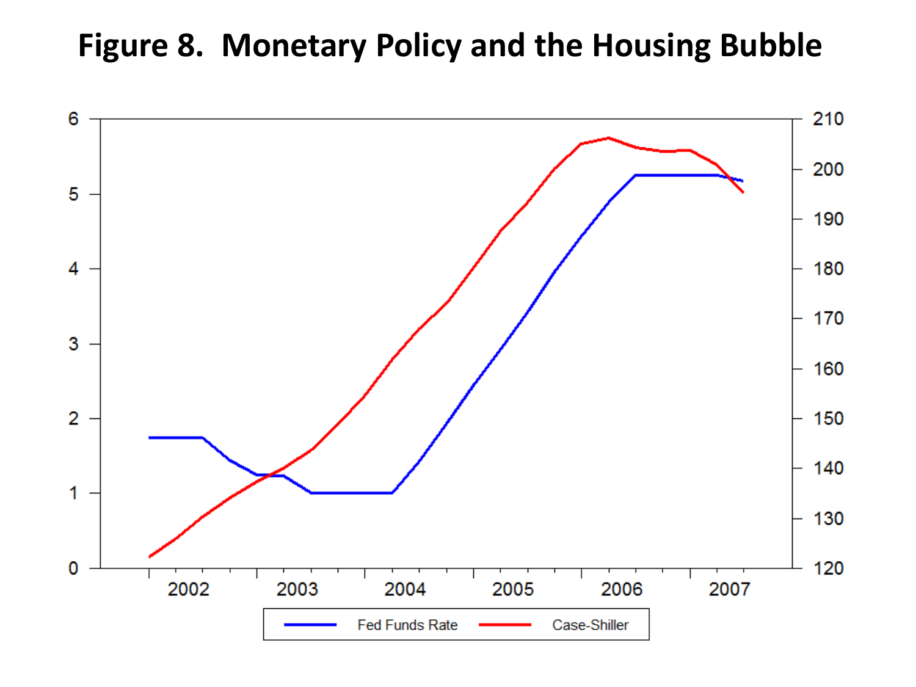# Figure 8. Monetary Policy and the Housing Bubble

6
5
4
3
2
1
0

210
200
190
180
170
160
150
140
130
120

2002
2003
2004
2005
2006
2007

Fed Funds Rate
Case-Shiller